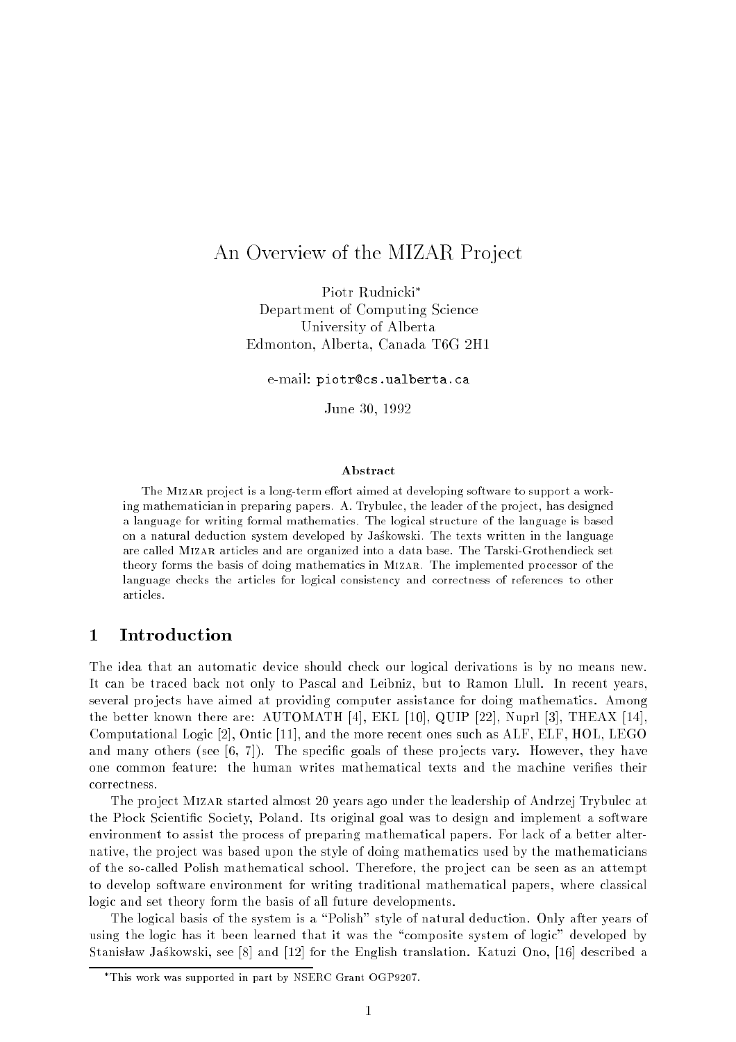# An Overview of the MIZAR Project

Piotr Rudnicki*
Department of Computing Science
University of Alberta
Edmonton, Alberta, Canada T6G 2H1

e-mail: piotr@cs.ualberta.ca

June 30, 1992

### Abstract

The Mizar project is a long-term effort aimed at developing software to support a working mathematician in preparing papers. A. Trybulec, the leader of the project, has designed a language for writing formal mathematics. The logical structure of the language is based on a natural deduction system developed by Jaśkowski. The texts written in the language are called Mizar articles and are organized into a data base. The Tarski-Grothendieck set theory forms the basis of doing mathematics in Mizar. The implemented processor of the language checks the articles for logical consistency and correctness of references to other articles.

## 1 Introduction

The idea that an automatic device should check our logical derivations is by no means new. It can be traced back not only to Pascal and Leibniz, but to Ramon Llull. In recent years, several projects have aimed at providing computer assistance for doing mathematics. Among the better known there are: AUTOMATH [4], EKL [10], QUIP [22], Nuprl [3], THEAX [14], Computational Logic [2], Ontic [11], and the more recent ones such as ALF, ELF, HOL, LEGO and many others (see [6, 7]). The specific goals of these projects vary. However, they have one common feature: the human writes mathematical texts and the machine verifies their correctness.

The project Mizar started almost 20 years ago under the leadership of Andrzej Trybulec at the Płock Scientific Society, Poland. Its original goal was to design and implement a software environment to assist the process of preparing mathematical papers. For lack of a better alternative, the project was based upon the style of doing mathematics used by the mathematicians of the so-called Polish mathematical school. Therefore, the project can be seen as an attempt to develop software environment for writing traditional mathematical papers, where classical logic and set theory form the basis of all future developments.

The logical basis of the system is a "Polish" style of natural deduction. Only after years of using the logic has it been learned that it was the "composite system of logic" developed by Stanisław Jaśkowski, see [8] and [12] for the English translation. Katuzi Ono, [16] described a

*This work was supported in part by NSERC Grant OGP9207.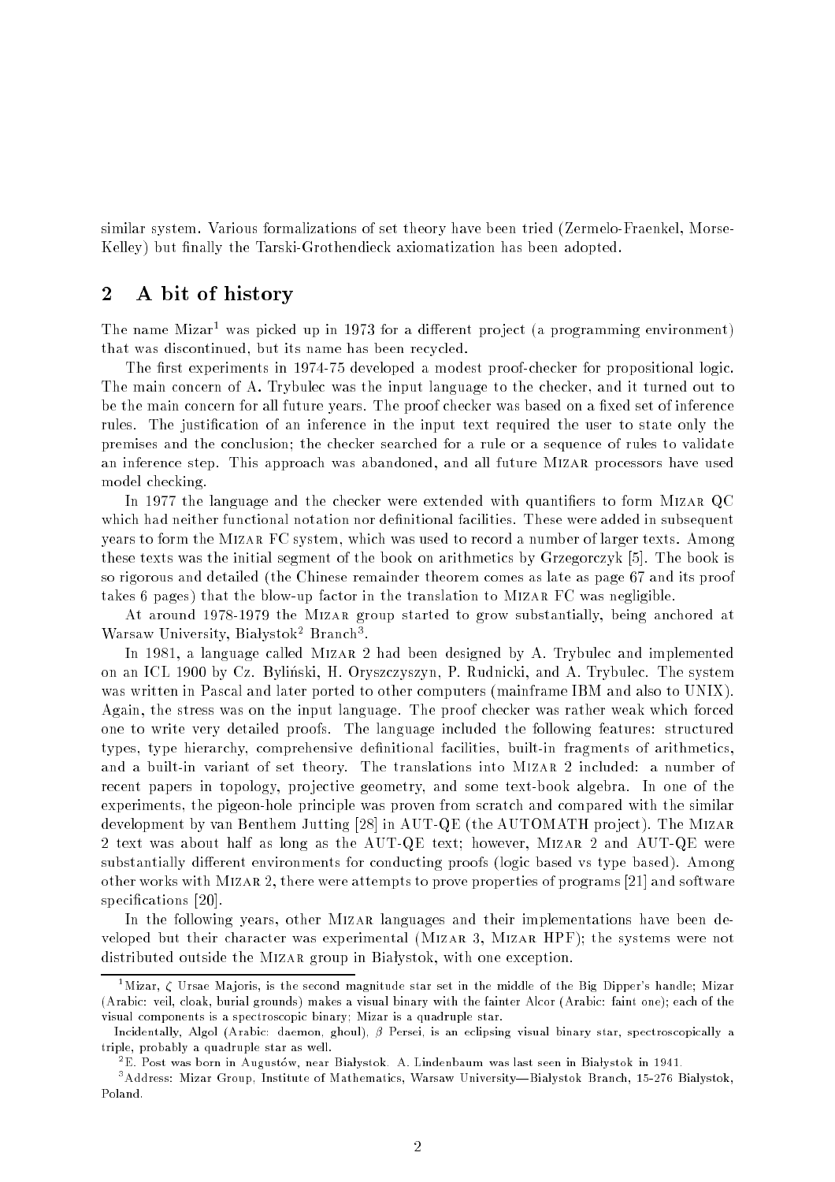similar system. Various formalizations of set theory have been tried (Zermelo-Fraenkel, Morse-Kelley) but finally the Tarski-Grothendieck axiomatization has been adopted.

## 2 A bit of history

The name Mizar[1] was picked up in 1973 for a different project (a programming environment) that was discontinued, but its name has been recycled.

The first experiments in 1974-75 developed a modest proof-checker for propositional logic. The main concern of A. Trybulec was the input language to the checker, and it turned out to be the main concern for all future years. The proof checker was based on a fixed set of inference rules. The justification of an inference in the input text required the user to state only the premises and the conclusion; the checker searched for a rule or a sequence of rules to validate an inference step. This approach was abandoned, and all future Mizar processors have used model checking.

In 1977 the language and the checker were extended with quantifiers to form Mizar QC which had neither functional notation nor definitional facilities. These were added in subsequent years to form the Mizar FC system, which was used to record a number of larger texts. Among these texts was the initial segment of the book on arithmetics by Grzegorczyk [5]. The book is so rigorous and detailed (the Chinese remainder theorem comes as late as page 67 and its proof takes 6 pages) that the blow-up factor in the translation to Mizar FC was negligible.

At around 1978-1979 the Mizar group started to grow substantially, being anchored at Warsaw University, Białystok[2] Branch[3].

In 1981, a language called Mizar 2 had been designed by A. Trybulec and implemented on an ICL 1900 by Cz. Byliński, H. Oryszczyszyn, P. Rudnicki, and A. Trybulec. The system was written in Pascal and later ported to other computers (mainframe IBM and also to UNIX). Again, the stress was on the input language. The proof checker was rather weak which forced one to write very detailed proofs. The language included the following features: structured types, type hierarchy, comprehensive definitional facilities, built-in fragments of arithmetics, and a built-in variant of set theory. The translations into Mizar 2 included: a number of recent papers in topology, projective geometry, and some text-book algebra. In one of the experiments, the pigeon-hole principle was proven from scratch and compared with the similar development by van Benthem Jutting [28] in AUT-QE (the AUTOMATH project). The Mizar 2 text was about half as long as the AUT-QE text; however, Mizar 2 and AUT-QE were substantially different environments for conducting proofs (logic based vs type based). Among other works with Mizar 2, there were attempts to prove properties of programs [21] and software specifications [20].

In the following years, other Mizar languages and their implementations have been developed but their character was experimental (Mizar 3, Mizar HPF); the systems were not distributed outside the Mizar group in Białystok, with one exception.

---

[1] Mizar, $\zeta$ Ursae Majoris, is the second magnitude star set in the middle of the Big Dipper's handle; Mizar (Arabic: veil, cloak, burial grounds) makes a visual binary with the fainter Alcor (Arabic: faint one); each of the visual components is a spectroscopic binary; Mizar is a quadruple star.

Incidentally, Algol (Arabic: daemon, ghoul), $\beta$ Persei, is an eclipsing visual binary star, spectroscopically a triple, probably a quadruple star as well.

[2] E. Post was born in Augustów, near Białystok. A. Lindenbaum was last seen in Bialystok in 1941.

[3] Address: Mizar Group, Institute of Mathematics, Warsaw University—Bialystok Branch, 15-276 Bialystok, Poland.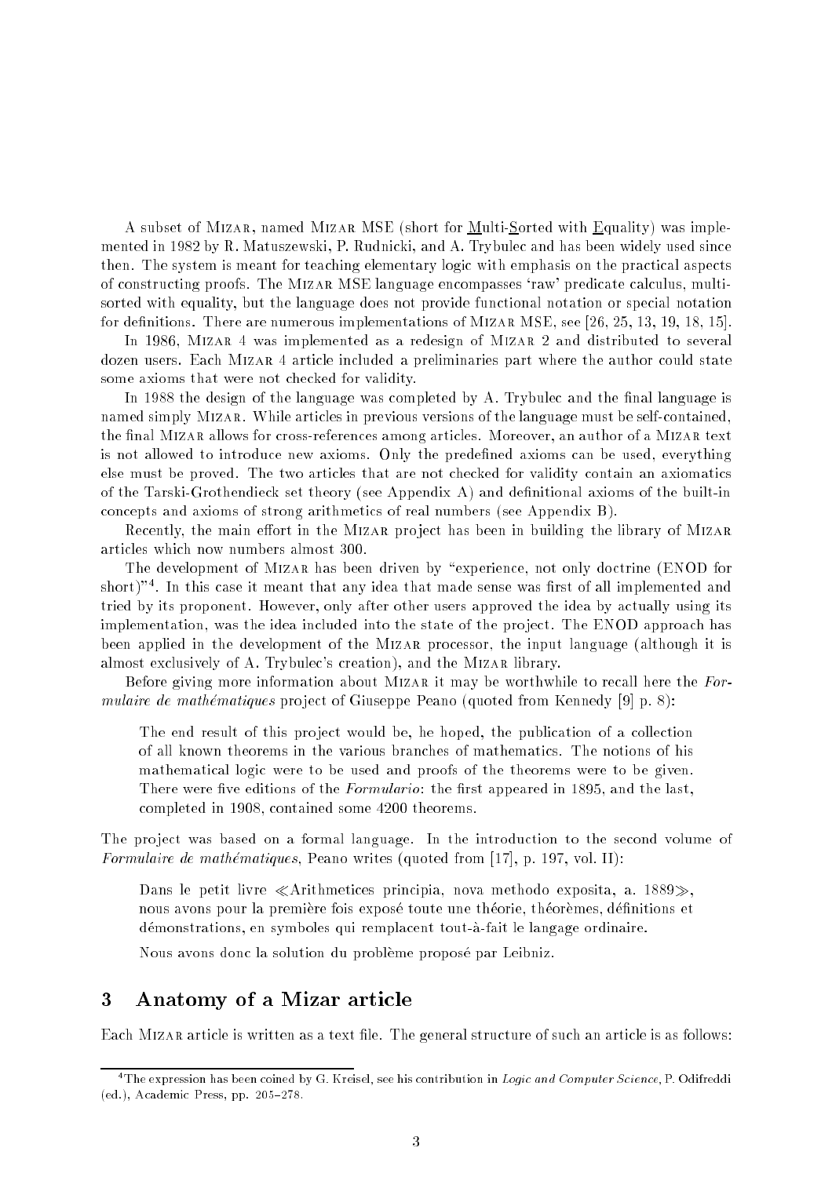A subset of Mizar, named Mizar MSE (short for Multi-Sorted with Equality) was implemented in 1982 by R. Matuszewski, P. Rudnicki, and A. Trybulec and has been widely used since then. The system is meant for teaching elementary logic with emphasis on the practical aspects of constructing proofs. The Mizar MSE language encompasses 'raw' predicate calculus, multi-sorted with equality, but the language does not provide functional notation or special notation for definitions. There are numerous implementations of Mizar MSE, see [26, 25, 13, 19, 18, 15].

In 1986, Mizar 4 was implemented as a redesign of Mizar 2 and distributed to several dozen users. Each Mizar 4 article included a preliminaries part where the author could state some axioms that were not checked for validity.

In 1988 the design of the language was completed by A. Trybulec and the final language is named simply Mizar. While articles in previous versions of the language must be self-contained, the final Mizar allows for cross-references among articles. Moreover, an author of a Mizar text is not allowed to introduce new axioms. Only the predefined axioms can be used, everything else must be proved. The two articles that are not checked for validity contain an axiomatics of the Tarski-Grothendieck set theory (see Appendix A) and definitional axioms of the built-in concepts and axioms of strong arithmetics of real numbers (see Appendix B).

Recently, the main effort in the Mizar project has been in building the library of Mizar articles which now numbers almost 300.

The development of Mizar has been driven by "experience, not only doctrine (ENOD for short)"[4]. In this case it meant that any idea that made sense was first of all implemented and tried by its proponent. However, only after other users approved the idea by actually using its implementation, was the idea included into the state of the project. The ENOD approach has been applied in the development of the Mizar processor, the input language (although it is almost exclusively of A. Trybulec's creation), and the Mizar library.

Before giving more information about Mizar it may be worthwhile to recall here the *Formulaire de mathématiques* project of Giuseppe Peano (quoted from Kennedy [9] p. 8):

> The end result of this project would be, he hoped, the publication of a collection of all known theorems in the various branches of mathematics. The notions of his mathematical logic were to be used and proofs of the theorems were to be given. There were five editions of the *Formulario*: the first appeared in 1895, and the last, completed in 1908, contained some 4200 theorems.

The project was based on a formal language. In the introduction to the second volume of *Formulaire de mathématiques*, Peano writes (quoted from [17], p. 197, vol. II):

> Dans le petit livre ≪Arithmetices principia, nova methodo exposita, a. 1889≫, nous avons pour la première fois exposé toute une théorie, théorèmes, définitions et démonstrations, en symboles qui remplacent tout-à-fait le langage ordinaire.
>
> Nous avons donc la solution du problème proposé par Leibniz.

## 3 Anatomy of a Mizar article

Each Mizar article is written as a text file. The general structure of such an article is as follows:

[4] The expression has been coined by G. Kreisel, see his contribution in *Logic and Computer Science*, P. Odifreddi (ed.), Academic Press, pp. 205–278.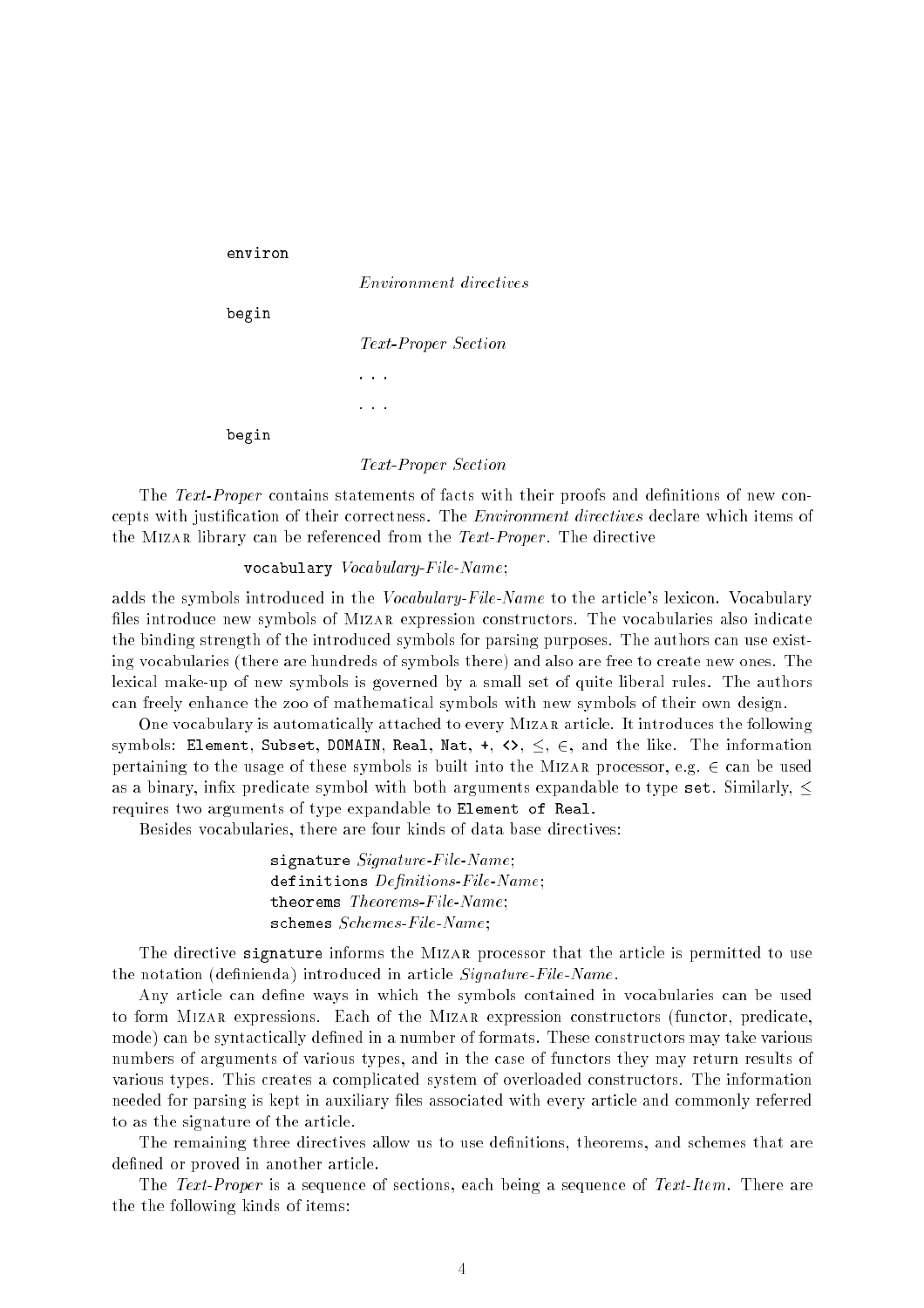```
environ
                    Environment directives
begin
                    Text-Proper Section
                    . . .
                    . . .
begin
                    Text-Proper Section
```

The *Text-Proper* contains statements of facts with their proofs and definitions of new concepts with justification of their correctness. The *Environment directives* declare which items of the MIZAR library can be referenced from the *Text-Proper*. The directive

`vocabulary` *Vocabulary-File-Name*;

adds the symbols introduced in the *Vocabulary-File-Name* to the article's lexicon. Vocabulary files introduce new symbols of MIZAR expression constructors. The vocabularies also indicate the binding strength of the introduced symbols for parsing purposes. The authors can use existing vocabularies (there are hundreds of symbols there) and also are free to create new ones. The lexical make-up of new symbols is governed by a small set of quite liberal rules. The authors can freely enhance the zoo of mathematical symbols with new symbols of their own design.

One vocabulary is automatically attached to every MIZAR article. It introduces the following symbols: `Element`, `Subset`, `DOMAIN`, `Real`, `Nat`, `+`, `<>`, $\leq$, $\in$, and the like. The information pertaining to the usage of these symbols is built into the MIZAR processor, e.g. $\in$ can be used as a binary, infix predicate symbol with both arguments expandable to type `set`. Similarly, $\leq$ requires two arguments of type expandable to `Element of Real`.

Besides vocabularies, there are four kinds of data base directives:

`signature` *Signature-File-Name*;
`definitions` *Definitions-File-Name*;
`theorems` *Theorems-File-Name*;
`schemes` *Schemes-File-Name*;

The directive `signature` informs the MIZAR processor that the article is permitted to use the notation (definienda) introduced in article *Signature-File-Name*.

Any article can define ways in which the symbols contained in vocabularies can be used to form MIZAR expressions. Each of the MIZAR expression constructors (functor, predicate, mode) can be syntactically defined in a number of formats. These constructors may take various numbers of arguments of various types, and in the case of functors they may return results of various types. This creates a complicated system of overloaded constructors. The information needed for parsing is kept in auxiliary files associated with every article and commonly referred to as the signature of the article.

The remaining three directives allow us to use definitions, theorems, and schemes that are defined or proved in another article.

The *Text-Proper* is a sequence of sections, each being a sequence of *Text-Item*. There are the the following kinds of items: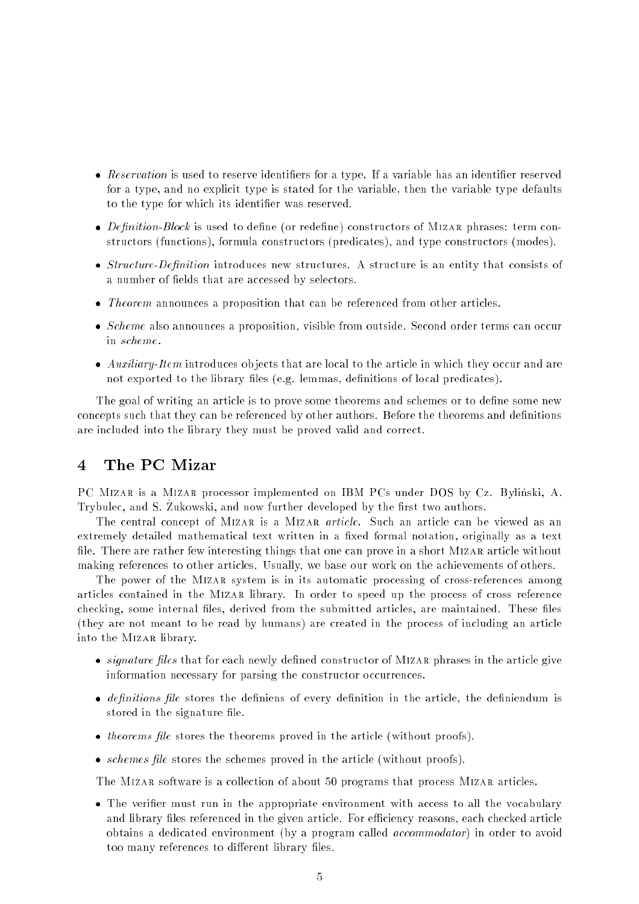- *Reservation* is used to reserve identifiers for a type. If a variable has an identifier reserved for a type, and no explicit type is stated for the variable, then the variable type defaults to the type for which its identifier was reserved.
- *Definition-Block* is used to define (or redefine) constructors of Mizar phrases: term constructors (functions), formula constructors (predicates), and type constructors (modes).
- *Structure-Definition* introduces new structures. A structure is an entity that consists of a number of fields that are accessed by selectors.
- *Theorem* announces a proposition that can be referenced from other articles.
- *Scheme* also announces a proposition, visible from outside. Second order terms can occur in *scheme*.
- *Auxiliary-Item* introduces objects that are local to the article in which they occur and are not exported to the library files (e.g. lemmas, definitions of local predicates).

The goal of writing an article is to prove some theorems and schemes or to define some new concepts such that they can be referenced by other authors. Before the theorems and definitions are included into the library they must be proved valid and correct.

## 4 The PC Mizar

PC Mizar is a Mizar processor implemented on IBM PCs under DOS by Cz. Byliński, A. Trybulec, and S. Żukowski, and now further developed by the first two authors.

The central concept of Mizar is a Mizar *article*. Such an article can be viewed as an extremely detailed mathematical text written in a fixed formal notation, originally as a text file. There are rather few interesting things that one can prove in a short Mizar article without making references to other articles. Usually, we base our work on the achievements of others.

The power of the Mizar system is in its automatic processing of cross-references among articles contained in the Mizar library. In order to speed up the process of cross reference checking, some internal files, derived from the submitted articles, are maintained. These files (they are not meant to be read by humans) are created in the process of including an article into the Mizar library.

- *signature files* that for each newly defined constructor of Mizar phrases in the article give information necessary for parsing the constructor occurrences.
- *definitions file* stores the definiens of every definition in the article, the definiendum is stored in the signature file.
- *theorems file* stores the theorems proved in the article (without proofs).
- *schemes file* stores the schemes proved in the article (without proofs).

The Mizar software is a collection of about 50 programs that process Mizar articles.

- The verifier must run in the appropriate environment with access to all the vocabulary and library files referenced in the given article. For efficiency reasons, each checked article obtains a dedicated environment (by a program called *accommodator*) in order to avoid too many references to different library files.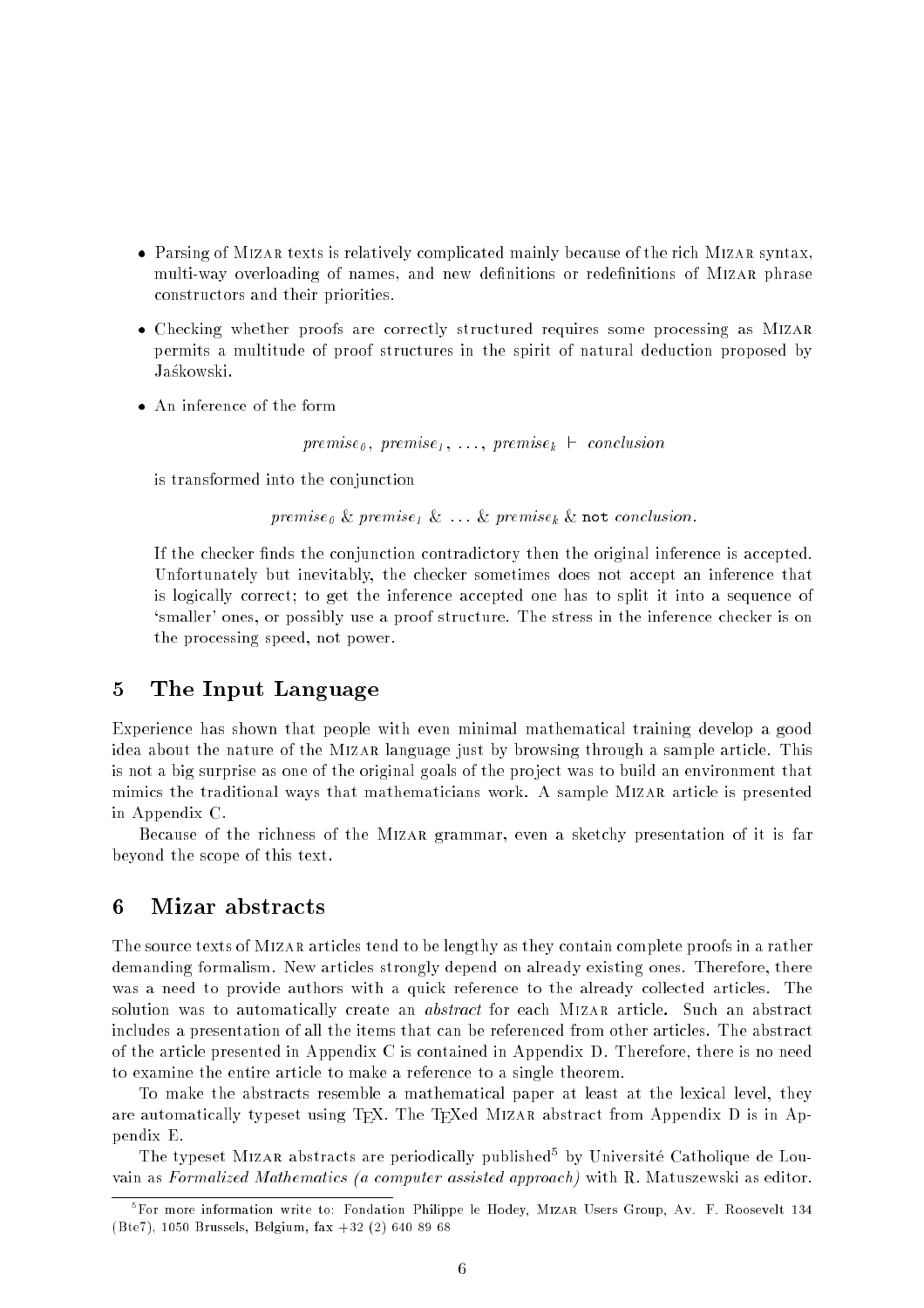- Parsing of Mizar texts is relatively complicated mainly because of the rich Mizar syntax, multi-way overloading of names, and new definitions or redefinitions of Mizar phrase constructors and their priorities.
- Checking whether proofs are correctly structured requires some processing as Mizar permits a multitude of proof structures in the spirit of natural deduction proposed by Jaśkowski.
- An inference of the form

  $$premise_0,\ premise_1,\ \ldots,\ premise_k\ \vdash\ conclusion$$

  is transformed into the conjunction

  $$premise_0\ \&\ premise_1\ \&\ \ldots\ \&\ premise_k\ \&\ \texttt{not}\ conclusion.$$

  If the checker finds the conjunction contradictory then the original inference is accepted. Unfortunately but inevitably, the checker sometimes does not accept an inference that is logically correct; to get the inference accepted one has to split it into a sequence of 'smaller' ones, or possibly use a proof structure. The stress in the inference checker is on the processing speed, not power.

## 5 The Input Language

Experience has shown that people with even minimal mathematical training develop a good idea about the nature of the Mizar language just by browsing through a sample article. This is not a big surprise as one of the original goals of the project was to build an environment that mimics the traditional ways that mathematicians work. A sample Mizar article is presented in Appendix C.

Because of the richness of the Mizar grammar, even a sketchy presentation of it is far beyond the scope of this text.

## 6 Mizar abstracts

The source texts of Mizar articles tend to be lengthy as they contain complete proofs in a rather demanding formalism. New articles strongly depend on already existing ones. Therefore, there was a need to provide authors with a quick reference to the already collected articles. The solution was to automatically create an *abstract* for each Mizar article. Such an abstract includes a presentation of all the items that can be referenced from other articles. The abstract of the article presented in Appendix C is contained in Appendix D. Therefore, there is no need to examine the entire article to make a reference to a single theorem.

To make the abstracts resemble a mathematical paper at least at the lexical level, they are automatically typeset using TEX. The TEXed Mizar abstract from Appendix D is in Appendix E.

The typeset Mizar abstracts are periodically published[5] by Université Catholique de Louvain as *Formalized Mathematics (a computer assisted approach)* with R. Matuszewski as editor.

[5] For more information write to: Fondation Philippe le Hodey, Mizar Users Group, Av. F. Roosevelt 134 (Bte7), 1050 Brussels, Belgium, fax +32 (2) 640 89 68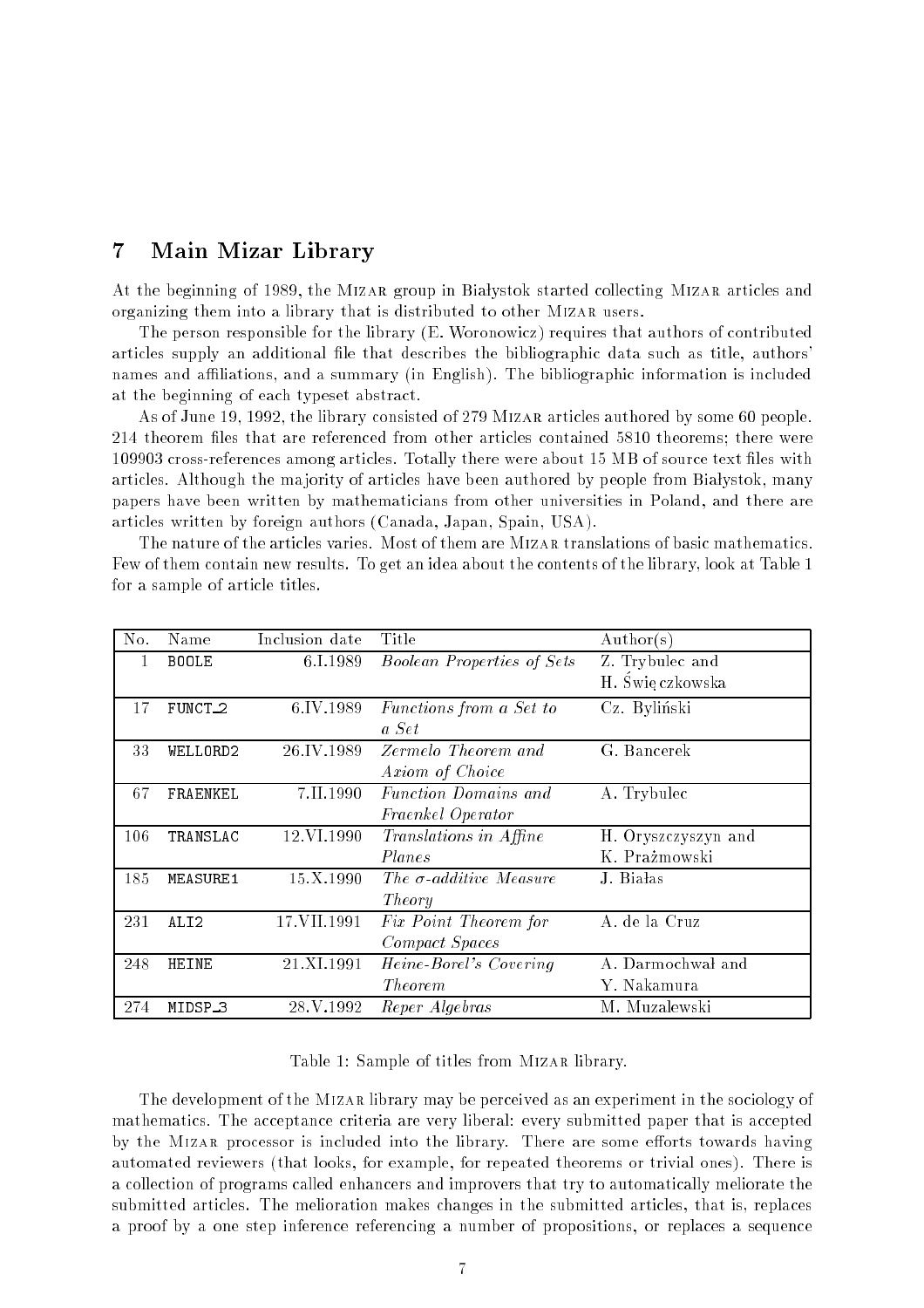## 7 Main Mizar Library

At the beginning of 1989, the MIZAR group in Białystok started collecting MIZAR articles and organizing them into a library that is distributed to other MIZAR users.

The person responsible for the library (E. Woronowicz) requires that authors of contributed articles supply an additional file that describes the bibliographic data such as title, authors' names and affiliations, and a summary (in English). The bibliographic information is included at the beginning of each typeset abstract.

As of June 19, 1992, the library consisted of 279 MIZAR articles authored by some 60 people. 214 theorem files that are referenced from other articles contained 5810 theorems; there were 109903 cross-references among articles. Totally there were about 15 MB of source text files with articles. Although the majority of articles have been authored by people from Białystok, many papers have been written by mathematicians from other universities in Poland, and there are articles written by foreign authors (Canada, Japan, Spain, USA).

The nature of the articles varies. Most of them are MIZAR translations of basic mathematics. Few of them contain new results. To get an idea about the contents of the library, look at Table 1 for a sample of article titles.

| No. | Name | Inclusion date | Title | Author(s) |
|---|---|---|---|---|
| 1 | `BOOLE` | 6.I.1989 | *Boolean Properties of Sets* | Z. Trybulec and H. Święczkowska |
| 17 | `FUNCT_2` | 6.IV.1989 | *Functions from a Set to a Set* | Cz. Byliński |
| 33 | `WELLORD2` | 26.IV.1989 | *Zermelo Theorem and Axiom of Choice* | G. Bancerek |
| 67 | `FRAENKEL` | 7.II.1990 | *Function Domains and Fraenkel Operator* | A. Trybulec |
| 106 | `TRANSLAC` | 12.VI.1990 | *Translations in Affine Planes* | H. Oryszczyszyn and K. Prażmowski |
| 185 | `MEASURE1` | 15.X.1990 | *The $\sigma$-additive Measure Theory* | J. Białas |
| 231 | `ALI2` | 17.VII.1991 | *Fix Point Theorem for Compact Spaces* | A. de la Cruz |
| 248 | `HEINE` | 21.XI.1991 | *Heine-Borel's Covering Theorem* | A. Darmochwał and Y. Nakamura |
| 274 | `MIDSP_3` | 28.V.1992 | *Reper Algebras* | M. Muzalewski |

Table 1: Sample of titles from MIZAR library.

The development of the MIZAR library may be perceived as an experiment in the sociology of mathematics. The acceptance criteria are very liberal: every submitted paper that is accepted by the MIZAR processor is included into the library. There are some efforts towards having automated reviewers (that looks, for example, for repeated theorems or trivial ones). There is a collection of programs called enhancers and improvers that try to automatically meliorate the submitted articles. The melioration makes changes in the submitted articles, that is, replaces a proof by a one step inference referencing a number of propositions, or replaces a sequence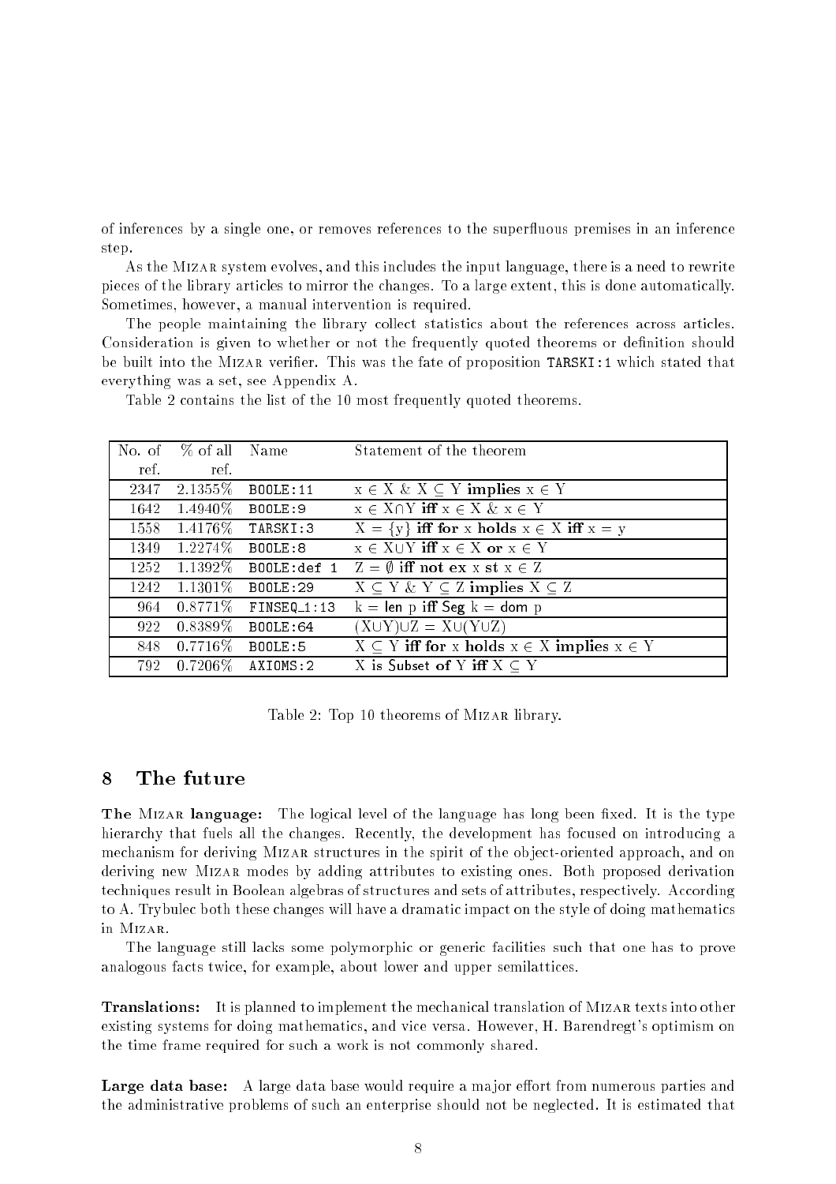of inferences by a single one, or removes references to the superfluous premises in an inference step.

As the MIZAR system evolves, and this includes the input language, there is a need to rewrite pieces of the library articles to mirror the changes. To a large extent, this is done automatically. Sometimes, however, a manual intervention is required.

The people maintaining the library collect statistics about the references across articles. Consideration is given to whether or not the frequently quoted theorems or definition should be built into the MIZAR verifier. This was the fate of proposition `TARSKI:1` which stated that everything was a set, see Appendix A.

Table 2 contains the list of the 10 most frequently quoted theorems.

| No. of ref. | % of all ref. | Name | Statement of the theorem |
|---|---|---|---|
| 2347 | 2.1355% | `BOOLE:11` | x ∈ X & X ⊆ Y **implies** x ∈ Y |
| 1642 | 1.4940% | `BOOLE:9` | x ∈ X∩Y **iff** x ∈ X & x ∈ Y |
| 1558 | 1.4176% | `TARSKI:3` | X = {y} **iff for** x **holds** x ∈ X **iff** x = y |
| 1349 | 1.2274% | `BOOLE:8` | x ∈ X∪Y **iff** x ∈ X **or** x ∈ Y |
| 1252 | 1.1392% | `BOOLE:def 1` | Z = ∅ **iff not ex** x **st** x ∈ Z |
| 1242 | 1.1301% | `BOOLE:29` | X ⊆ Y & Y ⊆ Z **implies** X ⊆ Z |
| 964 | 0.8771% | `FINSEQ_1:13` | k = len p **iff** Seg k = dom p |
| 922 | 0.8389% | `BOOLE:64` | (X∪Y)∪Z = X∪(Y∪Z) |
| 848 | 0.7716% | `BOOLE:5` | X ⊆ Y **iff for** x **holds** x ∈ X **implies** x ∈ Y |
| 792 | 0.7206% | `AXIOMS:2` | X is Subset **of** Y **iff** X ⊆ Y |

Table 2: Top 10 theorems of MIZAR library.

## 8 The future

**The MIZAR language:** The logical level of the language has long been fixed. It is the type hierarchy that fuels all the changes. Recently, the development has focused on introducing a mechanism for deriving MIZAR structures in the spirit of the object-oriented approach, and on deriving new MIZAR modes by adding attributes to existing ones. Both proposed derivation techniques result in Boolean algebras of structures and sets of attributes, respectively. According to A. Trybulec both these changes will have a dramatic impact on the style of doing mathematics in MIZAR.

The language still lacks some polymorphic or generic facilities such that one has to prove analogous facts twice, for example, about lower and upper semilattices.

**Translations:** It is planned to implement the mechanical translation of MIZAR texts into other existing systems for doing mathematics, and vice versa. However, H. Barendregt's optimism on the time frame required for such a work is not commonly shared.

**Large data base:** A large data base would require a major effort from numerous parties and the administrative problems of such an enterprise should not be neglected. It is estimated that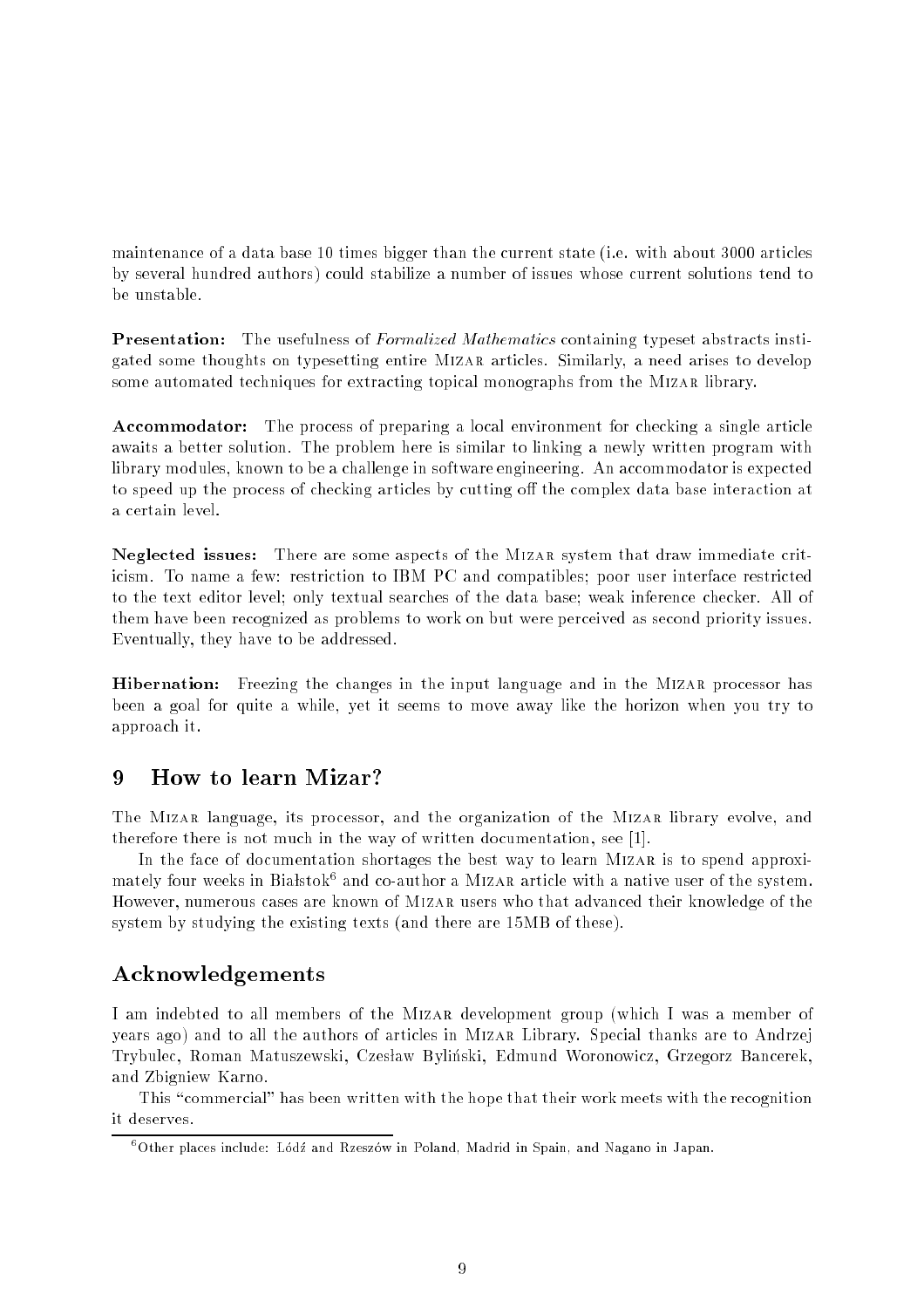maintenance of a data base 10 times bigger than the current state (i.e. with about 3000 articles by several hundred authors) could stabilize a number of issues whose current solutions tend to be unstable.

**Presentation:** The usefulness of *Formalized Mathematics* containing typeset abstracts instigated some thoughts on typesetting entire MIZAR articles. Similarly, a need arises to develop some automated techniques for extracting topical monographs from the MIZAR library.

**Accommodator:** The process of preparing a local environment for checking a single article awaits a better solution. The problem here is similar to linking a newly written program with library modules, known to be a challenge in software engineering. An accommodator is expected to speed up the process of checking articles by cutting off the complex data base interaction at a certain level.

**Neglected issues:** There are some aspects of the MIZAR system that draw immediate criticism. To name a few: restriction to IBM PC and compatibles; poor user interface restricted to the text editor level; only textual searches of the data base; weak inference checker. All of them have been recognized as problems to work on but were perceived as second priority issues. Eventually, they have to be addressed.

**Hibernation:** Freezing the changes in the input language and in the MIZAR processor has been a goal for quite a while, yet it seems to move away like the horizon when you try to approach it.

## 9 How to learn Mizar?

The MIZAR language, its processor, and the organization of the MIZAR library evolve, and therefore there is not much in the way of written documentation, see [1].

In the face of documentation shortages the best way to learn MIZAR is to spend approximately four weeks in Białystok[6] and co-author a MIZAR article with a native user of the system. However, numerous cases are known of MIZAR users who that advanced their knowledge of the system by studying the existing texts (and there are 15MB of these).

## Acknowledgements

I am indebted to all members of the MIZAR development group (which I was a member of years ago) and to all the authors of articles in MIZAR Library. Special thanks are to Andrzej Trybulec, Roman Matuszewski, Czesław Byliński, Edmund Woronowicz, Grzegorz Bancerek, and Zbigniew Karno.

This "commercial" has been written with the hope that their work meets with the recognition it deserves.

[6] Other places include: Łódź and Rzeszów in Poland, Madrid in Spain, and Nagano in Japan.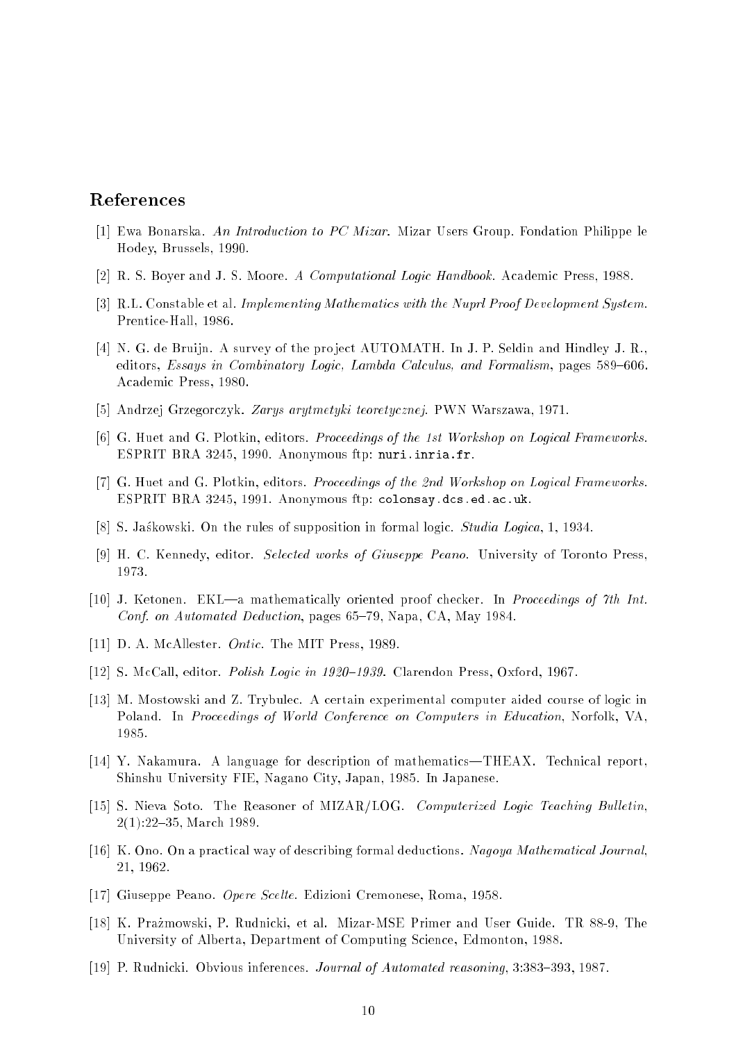## References

[1] Ewa Bonarska. *An Introduction to PC Mizar*. Mizar Users Group. Fondation Philippe le Hodey, Brussels, 1990.

[2] R. S. Boyer and J. S. Moore. *A Computational Logic Handbook*. Academic Press, 1988.

[3] R.L. Constable et al. *Implementing Mathematics with the Nuprl Proof Development System*. Prentice-Hall, 1986.

[4] N. G. de Bruijn. A survey of the project AUTOMATH. In J. P. Seldin and Hindley J. R., editors, *Essays in Combinatory Logic, Lambda Calculus, and Formalism*, pages 589–606. Academic Press, 1980.

[5] Andrzej Grzegorczyk. *Zarys arytmetyki teoretycznej*. PWN Warszawa, 1971.

[6] G. Huet and G. Plotkin, editors. *Proceedings of the 1st Workshop on Logical Frameworks*. ESPRIT BRA 3245, 1990. Anonymous ftp: `nuri.inria.fr`.

[7] G. Huet and G. Plotkin, editors. *Proceedings of the 2nd Workshop on Logical Frameworks*. ESPRIT BRA 3245, 1991. Anonymous ftp: `colonsay.dcs.ed.ac.uk`.

[8] S. Jaśkowski. On the rules of supposition in formal logic. *Studia Logica*, 1, 1934.

[9] H. C. Kennedy, editor. *Selected works of Giuseppe Peano*. University of Toronto Press, 1973.

[10] J. Ketonen. EKL—a mathematically oriented proof checker. In *Proceedings of 7th Int. Conf. on Automated Deduction*, pages 65–79, Napa, CA, May 1984.

[11] D. A. McAllester. *Ontic*. The MIT Press, 1989.

[12] S. McCall, editor. *Polish Logic in 1920–1939*. Clarendon Press, Oxford, 1967.

[13] M. Mostowski and Z. Trybulec. A certain experimental computer aided course of logic in Poland. In *Proceedings of World Conference on Computers in Education*, Norfolk, VA, 1985.

[14] Y. Nakamura. A language for description of mathematics—THEAX. Technical report, Shinshu University FIE, Nagano City, Japan, 1985. In Japanese.

[15] S. Nieva Soto. The Reasoner of MIZAR/LOG. *Computerized Logic Teaching Bulletin*, 2(1):22–35, March 1989.

[16] K. Ono. On a practical way of describing formal deductions. *Nagoya Mathematical Journal*, 21, 1962.

[17] Giuseppe Peano. *Opere Scelte*. Edizioni Cremonese, Roma, 1958.

[18] K. Prażmowski, P. Rudnicki, et al. Mizar-MSE Primer and User Guide. TR 88-9, The University of Alberta, Department of Computing Science, Edmonton, 1988.

[19] P. Rudnicki. Obvious inferences. *Journal of Automated reasoning*, 3:383–393, 1987.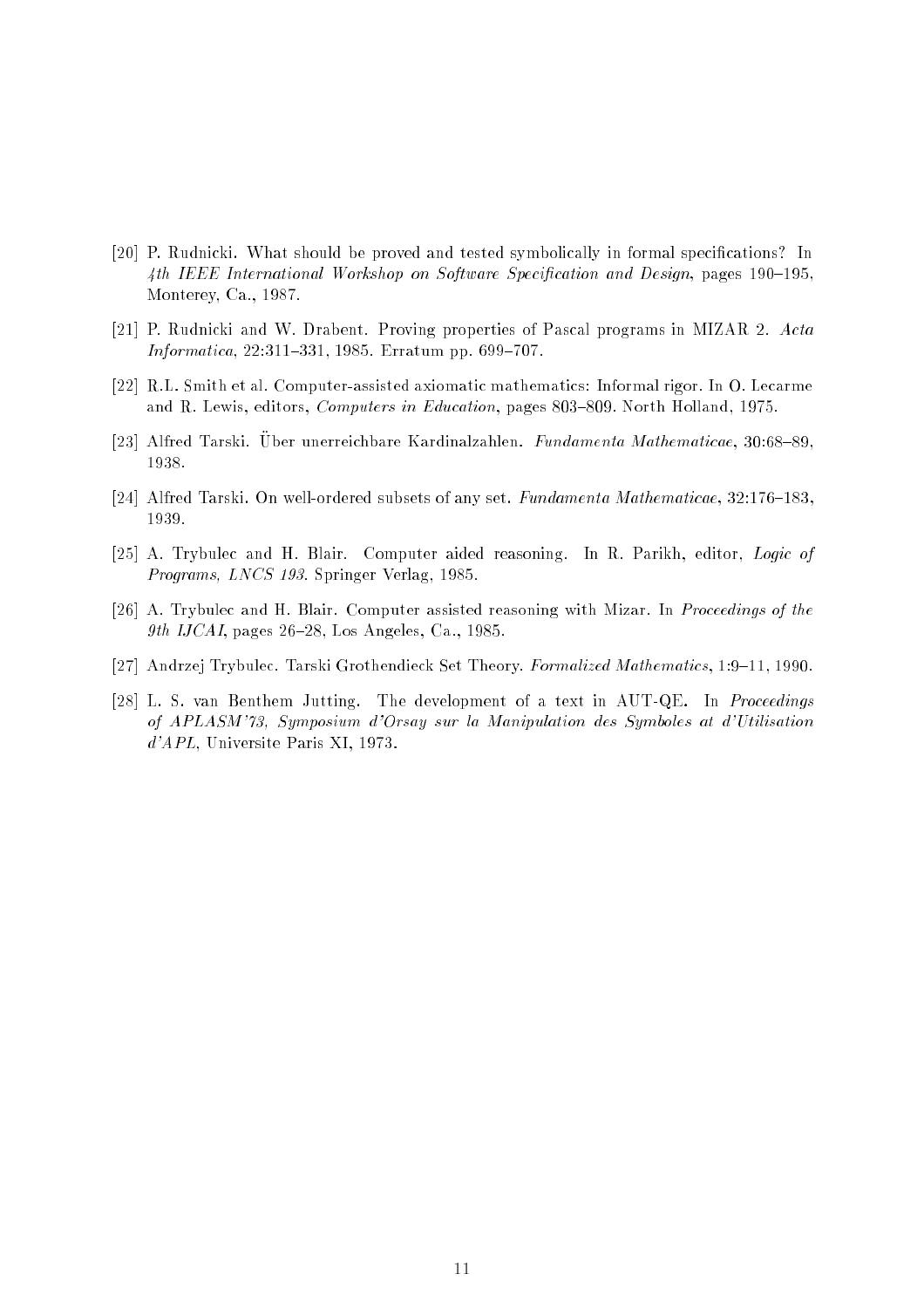[20] P. Rudnicki. What should be proved and tested symbolically in formal specifications? In *4th IEEE International Workshop on Software Specification and Design*, pages 190–195, Monterey, Ca., 1987.

[21] P. Rudnicki and W. Drabent. Proving properties of Pascal programs in MIZAR 2. *Acta Informatica*, 22:311–331, 1985. Erratum pp. 699–707.

[22] R.L. Smith et al. Computer-assisted axiomatic mathematics: Informal rigor. In O. Lecarme and R. Lewis, editors, *Computers in Education*, pages 803–809. North Holland, 1975.

[23] Alfred Tarski. Über unerreichbare Kardinalzahlen. *Fundamenta Mathematicae*, 30:68–89, 1938.

[24] Alfred Tarski. On well-ordered subsets of any set. *Fundamenta Mathematicae*, 32:176–183, 1939.

[25] A. Trybulec and H. Blair. Computer aided reasoning. In R. Parikh, editor, *Logic of Programs, LNCS 193*. Springer Verlag, 1985.

[26] A. Trybulec and H. Blair. Computer assisted reasoning with Mizar. In *Proceedings of the 9th IJCAI*, pages 26–28, Los Angeles, Ca., 1985.

[27] Andrzej Trybulec. Tarski Grothendieck Set Theory. *Formalized Mathematics*, 1:9–11, 1990.

[28] L. S. van Benthem Jutting. The development of a text in AUT-QE. In *Proceedings of APLASM'73, Symposium d'Orsay sur la Manipulation des Symboles at d'Utilisation d'APL*, Universite Paris XI, 1973.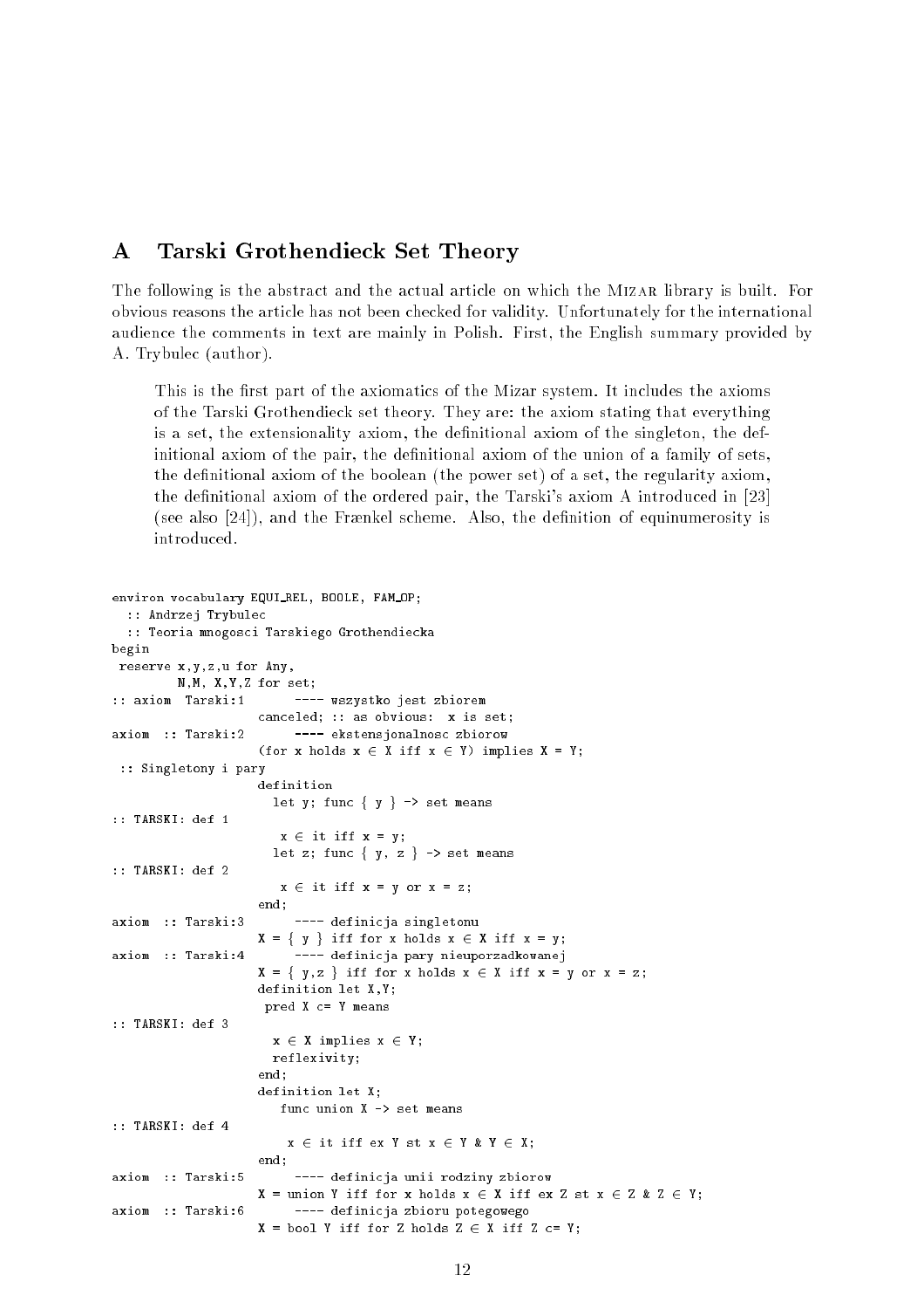## A Tarski Grothendieck Set Theory

The following is the abstract and the actual article on which the Mizar library is built. For obvious reasons the article has not been checked for validity. Unfortunately for the international audience the comments in text are mainly in Polish. First, the English summary provided by A. Trybulec (author).

> This is the first part of the axiomatics of the Mizar system. It includes the axioms of the Tarski Grothendieck set theory. They are: the axiom stating that everything is a set, the extensionality axiom, the definitional axiom of the singleton, the definitional axiom of the pair, the definitional axiom of the union of a family of sets, the definitional axiom of the boolean (the power set) of a set, the regularity axiom, the definitional axiom of the ordered pair, the Tarski's axiom A introduced in [23] (see also [24]), and the Frænkel scheme. Also, the definition of equinumerosity is introduced.

```
environ vocabulary EQUI_REL, BOOLE, FAM_OP;
  :: Andrzej Trybulec
  :: Teoria mnogosci Tarskiego Grothendiecka
begin
 reserve x,y,z,u for Any,
        N,M, X,Y,Z for set;
:: axiom  Tarski:1       ---- wszystko jest zbiorem
                    canceled; :: as obvious:  x is set;
axiom  :: Tarski:2       ---- ekstensjonalnosc zbiorow
                    (for x holds x ∈ X iff x ∈ Y) implies X = Y;
 :: Singletony i pary
                    definition
                      let y; func { y } -> set means
:: TARSKI: def 1
                       x ∈ it iff x = y;
                      let z; func { y, z } -> set means
:: TARSKI: def 2
                       x ∈ it iff x = y or x = z;
                    end;
axiom  :: Tarski:3       ---- definicja singletonu
                    X = { y } iff for x holds x ∈ X iff x = y;
axiom  :: Tarski:4       ---- definicja pary nieuporzadkowanej
                    X = { y,z } iff for x holds x ∈ X iff x = y or x = z;
                    definition let X,Y;
                     pred X c= Y means
:: TARSKI: def 3
                      x ∈ X implies x ∈ Y;
                      reflexivity;
                    end;
                    definition let X;
                       func union X -> set means
:: TARSKI: def 4
                        x ∈ it iff ex Y st x ∈ Y & Y ∈ X;
                    end;
axiom  :: Tarski:5       ---- definicja unii rodziny zbiorow
                    X = union Y iff for x holds x ∈ X iff ex Z st x ∈ Z & Z ∈ Y;
axiom  :: Tarski:6       ---- definicja zbioru potegowego
                    X = bool Y iff for Z holds Z ∈ X iff Z c= Y;
```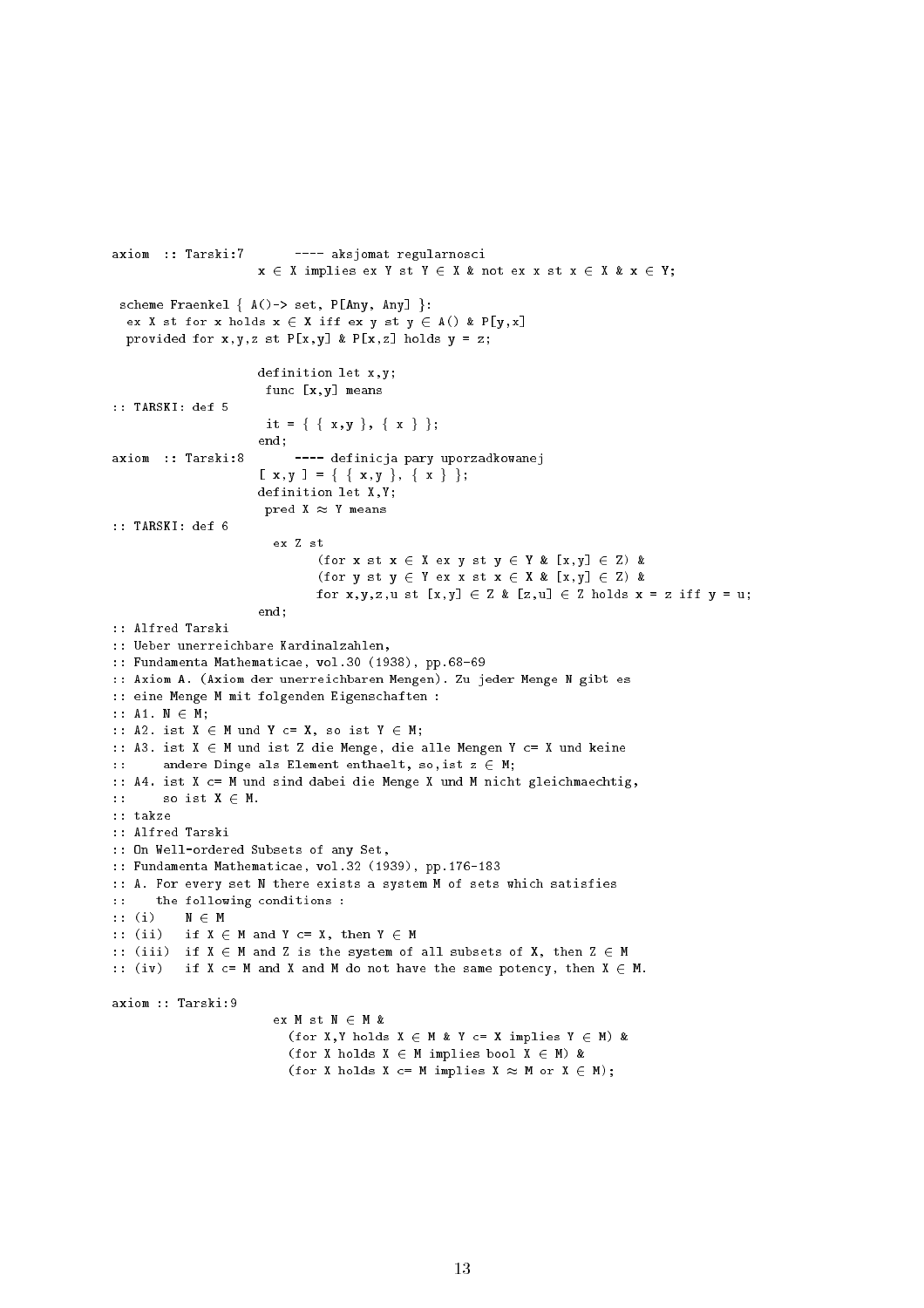```
axiom  :: Tarski:7       ---- aksjomat regularnosci
                    x ∈ X implies ex Y st Y ∈ X & not ex x st x ∈ X & x ∈ Y;

 scheme Fraenkel { A()-> set, P[Any, Any] }:
  ex X st for x holds x ∈ X iff ex y st y ∈ A() & P[y,x]
  provided for x,y,z st P[x,y] & P[x,z] holds y = z;

                    definition let x,y;
                     func [x,y] means
:: TARSKI: def 5
                     it = { { x,y }, { x } };
                    end;
axiom  :: Tarski:8       ---- definicja pary uporzadkowanej
                    [ x,y ] = { { x,y }, { x } };
                    definition let X,Y;
                     pred X ≈ Y means
:: TARSKI: def 6
                      ex Z st
                            (for x st x ∈ X ex y st y ∈ Y & [x,y] ∈ Z) &
                            (for y st y ∈ Y ex x st x ∈ X & [x,y] ∈ Z) &
                            for x,y,z,u st [x,y] ∈ Z & [z,u] ∈ Z holds x = z iff y = u;
                    end;
:: Alfred Tarski
:: Ueber unerreichbare Kardinalzahlen,
:: Fundamenta Mathematicae, vol.30 (1938), pp.68-69
:: Axiom A. (Axiom der unerreichbaren Mengen). Zu jeder Menge N gibt es
:: eine Menge M mit folgenden Eigenschaften :
:: A1. N ∈ M;
:: A2. ist X ∈ M und Y c= X, so ist Y ∈ M;
:: A3. ist X ∈ M und ist Z die Menge, die alle Mengen Y c= X und keine
::     andere Dinge als Element enthaelt, so,ist z ∈ M;
:: A4. ist X c= M und sind dabei die Menge X und M nicht gleichmaechtig,
::     so ist X ∈ M.
:: takze
:: Alfred Tarski
:: On Well-ordered Subsets of any Set,
:: Fundamenta Mathematicae, vol.32 (1939), pp.176-183
:: A. For every set N there exists a system M of sets which satisfies
::    the following conditions :
:: (i)    N ∈ M
:: (ii)   if X ∈ M and Y c= X, then Y ∈ M
:: (iii)  if X ∈ M and Z is the system of all subsets of X, then Z ∈ M
:: (iv)   if X c= M and X and M do not have the same potency, then X ∈ M.

axiom :: Tarski:9
                      ex M st N ∈ M &
                        (for X,Y holds X ∈ M & Y c= X implies Y ∈ M) &
                        (for X holds X ∈ M implies bool X ∈ M) &
                        (for X holds X c= M implies X ≈ M or X ∈ M);
```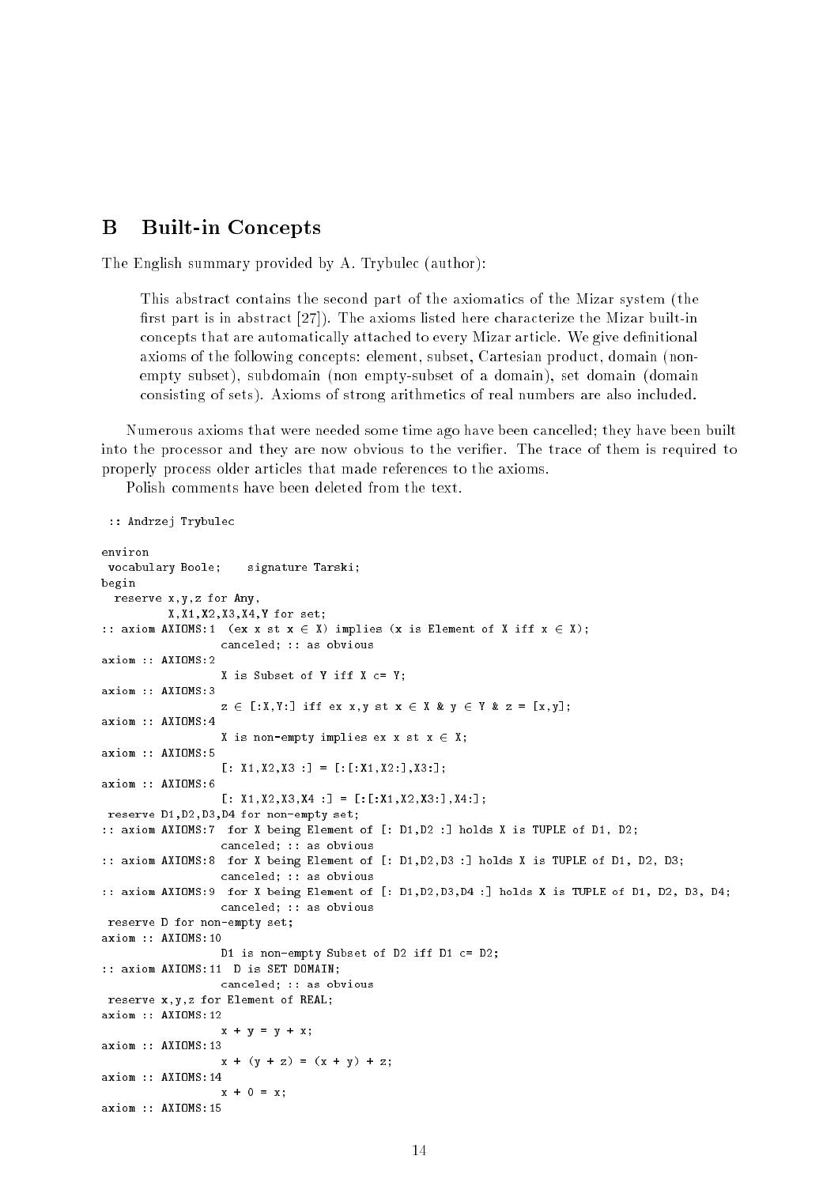## B Built-in Concepts

The English summary provided by A. Trybulec (author):

> This abstract contains the second part of the axiomatics of the Mizar system (the first part is in abstract [27]). The axioms listed here characterize the Mizar built-in concepts that are automatically attached to every Mizar article. We give definitional axioms of the following concepts: element, subset, Cartesian product, domain (non-empty subset), subdomain (non empty-subset of a domain), set domain (domain consisting of sets). Axioms of strong arithmetics of real numbers are also included.

Numerous axioms that were needed some time ago have been cancelled; they have been built into the processor and they are now obvious to the verifier. The trace of them is required to properly process older articles that made references to the axioms.

Polish comments have been deleted from the text.

```
 :: Andrzej Trybulec

environ
 vocabulary Boole;    signature Tarski;
begin
  reserve x,y,z for Any,
          X,X1,X2,X3,X4,Y for set;
:: axiom AXIOMS:1  (ex x st x ∈ X) implies (x is Element of X iff x ∈ X);
                  canceled; :: as obvious
axiom :: AXIOMS:2
                  X is Subset of Y iff X c= Y;
axiom :: AXIOMS:3
                  z ∈ [:X,Y:] iff ex x,y st x ∈ X & y ∈ Y & z = [x,y];
axiom :: AXIOMS:4
                  X is non-empty implies ex x st x ∈ X;
axiom :: AXIOMS:5
                  [: X1,X2,X3 :] = [:[:X1,X2:],X3:];
axiom :: AXIOMS:6
                  [: X1,X2,X3,X4 :] = [:[:X1,X2,X3:],X4:];
 reserve D1,D2,D3,D4 for non-empty set;
:: axiom AXIOMS:7  for X being Element of [: D1,D2 :] holds X is TUPLE of D1, D2;
                  canceled; :: as obvious
:: axiom AXIOMS:8  for X being Element of [: D1,D2,D3 :] holds X is TUPLE of D1, D2, D3;
                  canceled; :: as obvious
:: axiom AXIOMS:9  for X being Element of [: D1,D2,D3,D4 :] holds X is TUPLE of D1, D2, D3, D4;
                  canceled; :: as obvious
 reserve D for non-empty set;
axiom :: AXIOMS:10
                  D1 is non-empty Subset of D2 iff D1 c= D2;
:: axiom AXIOMS:11  D is SET DOMAIN;
                  canceled; :: as obvious
 reserve x,y,z for Element of REAL;
axiom :: AXIOMS:12
                  x + y = y + x;
axiom :: AXIOMS:13
                  x + (y + z) = (x + y) + z;
axiom :: AXIOMS:14
                  x + 0 = x;
axiom :: AXIOMS:15
```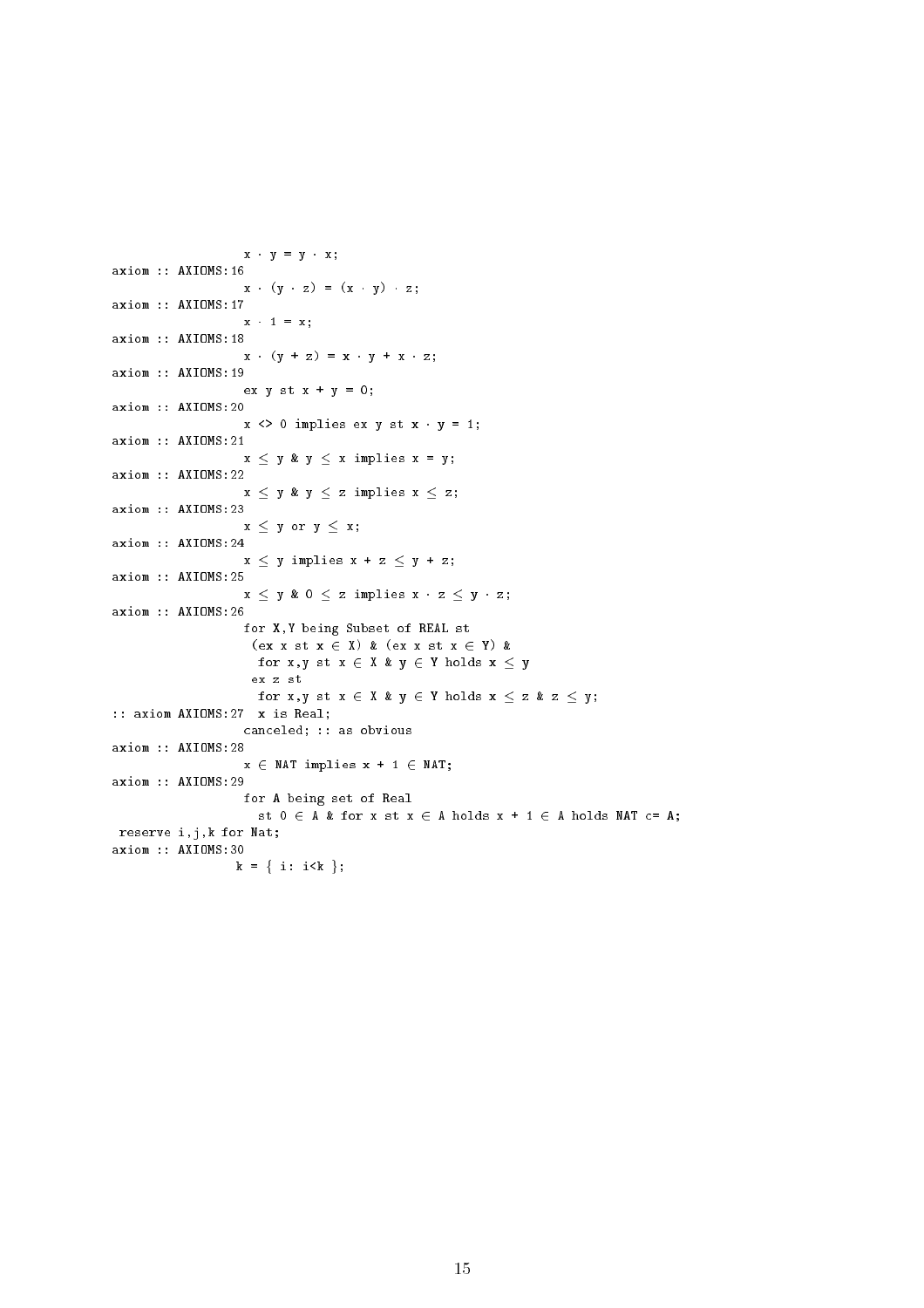```
                  x · y = y · x;
axiom :: AXIOMS:16
                  x · (y · z) = (x · y) · z;
axiom :: AXIOMS:17
                  x · 1 = x;
axiom :: AXIOMS:18
                  x · (y + z) = x · y + x · z;
axiom :: AXIOMS:19
                  ex y st x + y = 0;
axiom :: AXIOMS:20
                  x <> 0 implies ex y st x · y = 1;
axiom :: AXIOMS:21
                  x ≤ y & y ≤ x implies x = y;
axiom :: AXIOMS:22
                  x ≤ y & y ≤ z implies x ≤ z;
axiom :: AXIOMS:23
                  x ≤ y or y ≤ x;
axiom :: AXIOMS:24
                  x ≤ y implies x + z ≤ y + z;
axiom :: AXIOMS:25
                  x ≤ y & 0 ≤ z implies x · z ≤ y · z;
axiom :: AXIOMS:26
                  for X,Y being Subset of REAL st
                   (ex x st x ∈ X) & (ex x st x ∈ Y) &
                    for x,y st x ∈ X & y ∈ Y holds x ≤ y
                   ex z st
                    for x,y st x ∈ X & y ∈ Y holds x ≤ z & z ≤ y;
:: axiom AXIOMS:27  x is Real;
                  canceled; :: as obvious
axiom :: AXIOMS:28
                  x ∈ NAT implies x + 1 ∈ NAT;
axiom :: AXIOMS:29
                  for A being set of Real
                    st 0 ∈ A & for x st x ∈ A holds x + 1 ∈ A holds NAT c= A;
 reserve i,j,k for Nat;
axiom :: AXIOMS:30
                 k = { i: i<k };
```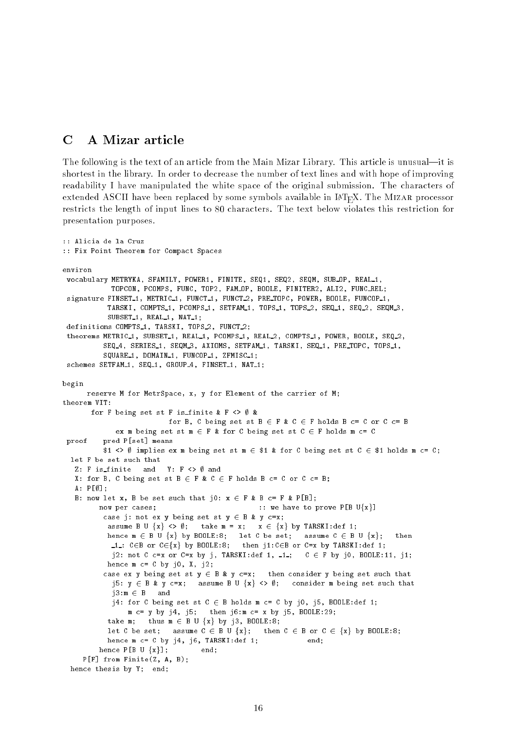## C A Mizar article

The following is the text of an article from the Main Mizar Library. This article is unusual—it is shortest in the library. In order to decrease the number of text lines and with hope of improving readability I have manipulated the white space of the original submission. The characters of extended ASCII have been replaced by some symbols available in LaTeX. The Mizar processor restricts the length of input lines to 80 characters. The text below violates this restriction for presentation purposes.

```
:: Alicia de la Cruz
:: Fix Point Theorem for Compact Spaces

environ
 vocabulary METRYKA, SFAMILY, POWER1, FINITE, SEQ1, SEQ2, SEQM, SUB_OP, REAL_1,
            TOPCON, PCOMPS, FUNC, TOP2, FAM_OP, BOOLE, FINITER2, ALI2, FUNC_REL;
 signature FINSET_1, METRIC_1, FUNCT_1, FUNCT_2, PRE_TOPC, POWER, BOOLE, FUNCOP_1,
           TARSKI, COMPTS_1, PCOMPS_1, SETFAM_1, TOPS_1, TOPS_2, SEQ_1, SEQ_2, SEQM_3,
           SUBSET_1, REAL_1, NAT_1;
 definitions COMPTS_1, TARSKI, TOPS_2, FUNCT_2;
 theorems METRIC_1, SUBSET_1, REAL_1, PCOMPS_1, REAL_2, COMPTS_1, POWER, BOOLE, SEQ_2,
          SEQ_4, SERIES_1, SEQM_3, AXIOMS, SETFAM_1, TARSKI, SEQ_1, PRE_TOPC, TOPS_1,
          SQUARE_1, DOMAIN_1, FUNCOP_1, ZFMISC_1;
 schemes SETFAM_1, SEQ_1, GROUP_4, FINSET_1, NAT_1;

begin
      reserve M for MetrSpace, x, y for Element of the carrier of M;
theorem VIT:
       for F being set st F is_finite & F <> ∅ &
                          for B, C being set st B ∈ F & C ∈ F holds B c= C or C c= B
             ex m being set st m ∈ F & for C being set st C ∈ F holds m c= C
 proof    pred P[set] means
          $1 <> ∅ implies ex m being set st m ∈ $1 & for C being set st C ∈ $1 holds m c= C;
  let F be set such that
   Z: F is_finite   and   Y: F <> ∅ and
   X: for B, C being set st B ∈ F & C ∈ F holds B c= C or C c= B;
   A: P[∅];
   B: now let x, B be set such that j0: x ∈ F & B c= F & P[B];
         now per cases;                           :: we have to prove P[B U{x}]
          case j: not ex y being set st y ∈ B & y c=x;
           assume B U {x} <> ∅;   take m = x;   x ∈ {x} by TARSKI:def 1;
           hence m ∈ B U {x} by BOOLE:8;   let C be set;   assume C ∈ B U {x};   then
            _1_: C∈B or C∈{x} by BOOLE:8;   then j1:C∈B or C=x by TARSKI:def 1;
            j2: not C c=x or C=x by j, TARSKI:def 1, _1_;   C ∈ F by j0, BOOLE:11, j1;
           hence m c= C by j0, X, j2;
          case ex y being set st y ∈ B & y c=x;   then consider y being set such that
            j5: y ∈ B & y c=x;   assume B U {x} <> ∅;   consider m being set such that
            j3:m ∈ B   and
            j4: for C being set st C ∈ B holds m c= C by j0, j5, BOOLE:def 1;
                m c= y by j4, j5;   then j6:m c= x by j5, BOOLE:29;
           take m;   thus m ∈ B U {x} by j3, BOOLE:8;
           let C be set;   assume C ∈ B U {x};   then C ∈ B or C ∈ {x} by BOOLE:8;
           hence m c= C by j4, j6, TARSKI:def 1;            end;
         hence P[B U {x}];        end;
     P[F] from Finite(Z, A, B);
  hence thesis by Y;  end;
```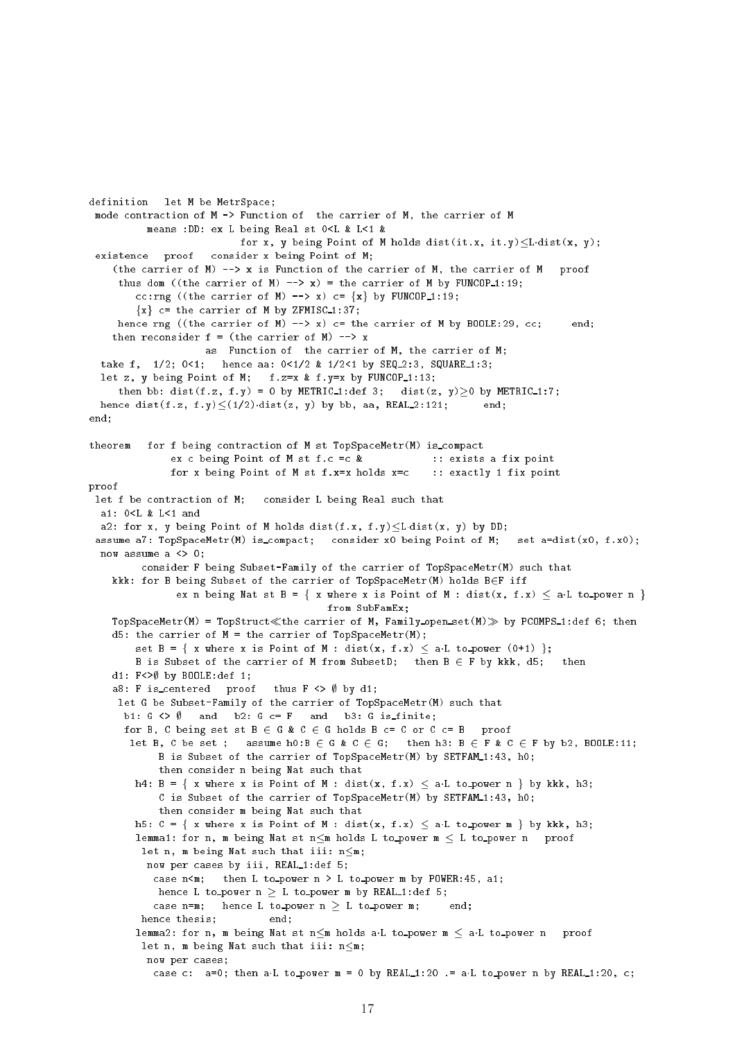```
definition   let M be MetrSpace;
 mode contraction of M -> Function of  the carrier of M, the carrier of M
          means :DD: ex L being Real st 0<L & L<1 &
                          for x, y being Point of M holds dist(it.x, it.y)≤L·dist(x, y);
 existence   proof   consider x being Point of M;
    (the carrier of M) --> x is Function of the carrier of M, the carrier of M   proof
     thus dom ((the carrier of M) --> x) = the carrier of M by FUNCOP_1:19;
        cc:rng ((the carrier of M) --> x) c= {x} by FUNCOP_1:19;
        {x} c= the carrier of M by ZFMISC_1:37;
     hence rng ((the carrier of M) --> x) c= the carrier of M by BOOLE:29, cc;     end;
    then reconsider f = (the carrier of M) --> x
                    as  Function of  the carrier of M, the carrier of M;
  take f,  1/2; 0<1;   hence aa: 0<1/2 & 1/2<1 by SEQ_2:3, SQUARE_1:3;
  let z, y being Point of M;   f.z=x & f.y=x by FUNCOP_1:13;
     then bb: dist(f.z, f.y) = 0 by METRIC_1:def 3;   dist(z, y)≥0 by METRIC_1:7;
  hence dist(f.z, f.y)≤(1/2)·dist(z, y) by bb, aa, REAL_2:121;      end;
end;

theorem   for f being contraction of M st TopSpaceMetr(M) is_compact
              ex c being Point of M st f.c =c &            :: exists a fix point
              for x being Point of M st f.x=x holds x=c    :: exactly 1 fix point
proof
 let f be contraction of M;   consider L being Real such that
  a1: 0<L & L<1 and
  a2: for x, y being Point of M holds dist(f.x, f.y)≤L·dist(x, y) by DD;
 assume a7: TopSpaceMetr(M) is_compact;   consider x0 being Point of M;   set a=dist(x0, f.x0);
  now assume a <> 0;
        consider F being Subset-Family of the carrier of TopSpaceMetr(M) such that
    kkk: for B being Subset of the carrier of TopSpaceMetr(M) holds B∈F iff
              ex n being Nat st B = { x where x is Point of M : dist(x, f.x) ≤ a·L to_power n }
                                       from SubFamEx;
    TopSpaceMetr(M) = TopStruct≪the carrier of M, Family_open_set(M)≫ by PCOMPS_1:def 6; then
    d5: the carrier of M = the carrier of TopSpaceMetr(M);
        set B = { x where x is Point of M : dist(x, f.x) ≤ a·L to_power (0+1) };
        B is Subset of the carrier of M from SubsetD;   then B ∈ F by kkk, d5;   then
    d1: F<>∅ by BOOLE:def 1;
    a8: F is_centered   proof   thus F <> ∅ by d1;
     let G be Subset-Family of the carrier of TopSpaceMetr(M) such that
       b1: G <> ∅   and   b2: G c= F   and   b3: G is_finite;
      for B, C being set st B ∈ G & C ∈ G holds B c= C or C c= B   proof
       let B, C be set ;   assume h0:B ∈ G & C ∈ G;   then h3: B ∈ F & C ∈ F by b2, BOOLE:11;
           B is Subset of the carrier of TopSpaceMetr(M) by SETFAM_1:43, h0;
           then consider n being Nat such that
        h4: B = { x where x is Point of M : dist(x, f.x) ≤ a·L to_power n } by kkk, h3;
           C is Subset of the carrier of TopSpaceMetr(M) by SETFAM_1:43, h0;
           then consider m being Nat such that
        h5: C = { x where x is Point of M : dist(x, f.x) ≤ a·L to_power m } by kkk, h3;
        lemma1: for n, m being Nat st n≤m holds L to_power m ≤ L to_power n   proof
         let n, m being Nat such that iii: n≤m;
          now per cases by iii, REAL_1:def 5;
           case n<m;   then L to_power n > L to_power m by POWER:45, a1;
            hence L to_power n ≥ L to_power m by REAL_1:def 5;
           case n=m;   hence L to_power n ≥ L to_power m;     end;
         hence thesis;         end;
        lemma2: for n, m being Nat st n≤m holds a·L to_power m ≤ a·L to_power n   proof
         let n, m being Nat such that iii: n≤m;
          now per cases;
           case c:  a=0; then a·L to_power m = 0 by REAL_1:20 .= a·L to_power n by REAL_1:20, c;
```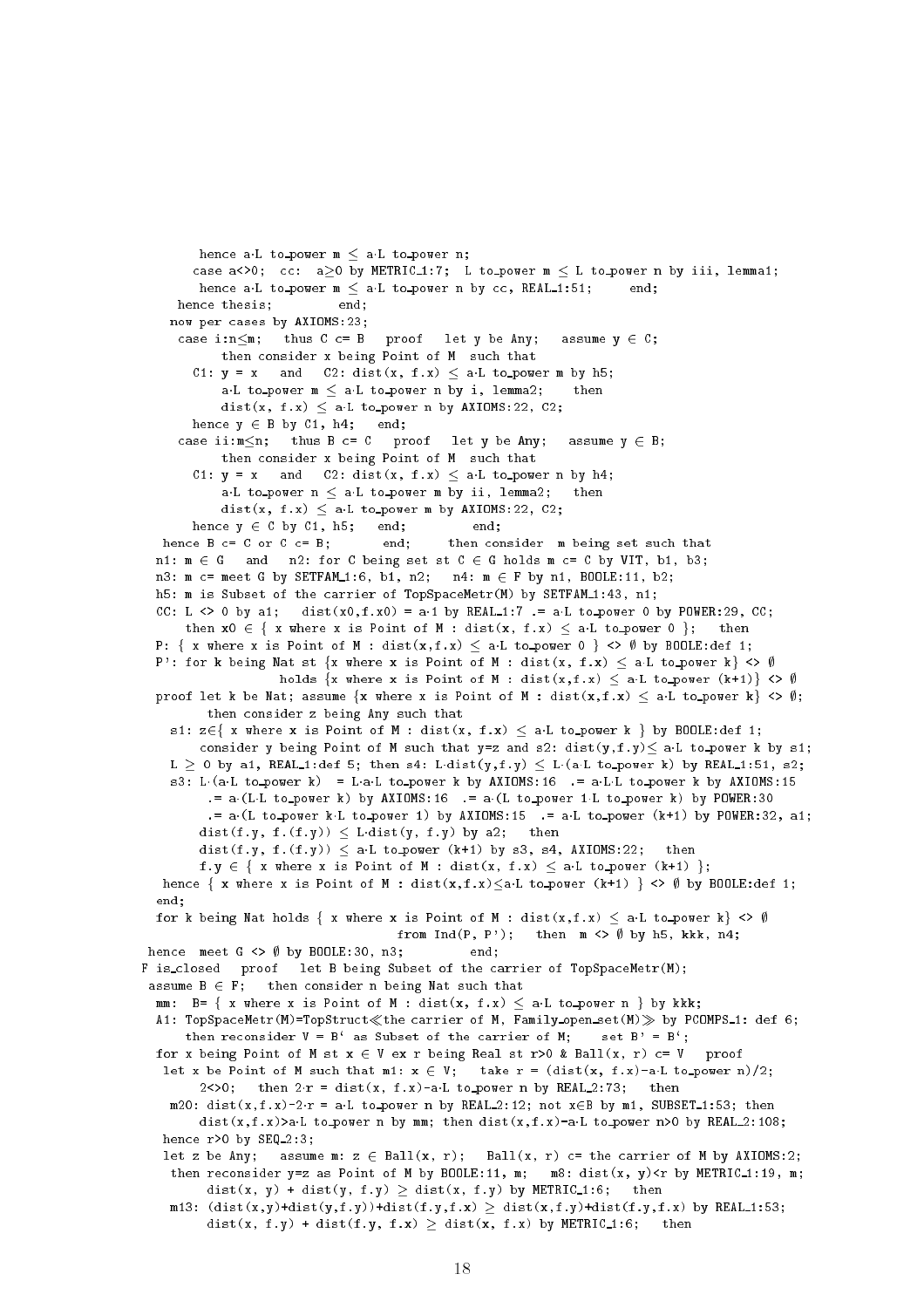```
        hence a·L to_power m ≤ a·L to_power n;
       case a<>0;  cc:  a≥0 by METRIC_1:7;  L to_power m ≤ L to_power n by iii, lemma1;
        hence a·L to_power m ≤ a·L to_power n by cc, REAL_1:51;     end;
     hence thesis;         end;
    now per cases by AXIOMS:23;
     case i:n≤m;   thus C c= B   proof   let y be Any;   assume y ∈ C;
          then consider x being Point of M  such that
       C1: y = x   and   C2: dist(x, f.x) ≤ a·L to_power m by h5;
          a·L to_power m ≤ a·L to_power n by i, lemma2;   then
          dist(x, f.x) ≤ a·L to_power n by AXIOMS:22, C2;
       hence y ∈ B by C1, h4;   end;
     case ii:m≤n;   thus B c= C   proof   let y be Any;   assume y ∈ B;
          then consider x being Point of M  such that
       C1: y = x   and   C2: dist(x, f.x) ≤ a·L to_power n by h4;
          a·L to_power n ≤ a·L to_power m by ii, lemma2;   then
          dist(x, f.x) ≤ a·L to_power m by AXIOMS:22, C2;
      hence y ∈ C by C1, h5;   end;         end;
   hence B c= C or C c= B;       end;     then consider  m being set such that
  n1: m ∈ G   and   n2: for C being set st C ∈ G holds m c= C by VIT, b1, b3;
  n3: m c= meet G by SETFAM_1:6, b1, n2;   n4: m ∈ F by n1, BOOLE:11, b2;
  h5: m is Subset of the carrier of TopSpaceMetr(M) by SETFAM_1:43, n1;
  CC: L <> 0 by a1;   dist(x0,f.x0) = a·1 by REAL_1:7 .= a·L to_power 0 by POWER:29, CC;
      then x0 ∈ { x where x is Point of M : dist(x, f.x) ≤ a·L to_power 0 };   then
  P: { x where x is Point of M : dist(x,f.x) ≤ a·L to_power 0 } <> ∅ by BOOLE:def 1;
  P': for k being Nat st {x where x is Point of M : dist(x, f.x) ≤ a·L to_power k} <> ∅
                 holds {x where x is Point of M : dist(x,f.x) ≤ a·L to_power (k+1)} <> ∅
  proof let k be Nat; assume {x where x is Point of M : dist(x,f.x) ≤ a·L to_power k} <> ∅;
         then consider z being Any such that
    s1: z∈{ x where x is Point of M : dist(x, f.x) ≤ a·L to_power k } by BOOLE:def 1;
        consider y being Point of M such that y=z and s2: dist(y,f.y)≤ a·L to_power k by s1;
    L ≥ 0 by a1, REAL_1:def 5; then s4: L·dist(y,f.y) ≤ L·(a·L to_power k) by REAL_1:51, s2;
    s3: L·(a·L to_power k)  = L·a·L to_power k by AXIOMS:16  .= a·L·L to_power k by AXIOMS:15
          .= a·(L·L to_power k) by AXIOMS:16  .= a·(L to_power 1·L to_power k) by POWER:30
          .= a·(L to_power k·L to_power 1) by AXIOMS:15  .= a·L to_power (k+1) by POWER:32, a1;
        dist(f.y, f.(f.y)) ≤ L·dist(y, f.y) by a2;   then
        dist(f.y, f.(f.y)) ≤ a·L to_power (k+1) by s3, s4, AXIOMS:22;   then
        f.y ∈ { x where x is Point of M : dist(x, f.x) ≤ a·L to_power (k+1) };
   hence { x where x is Point of M : dist(x,f.x)≤a·L to_power (k+1) } <> ∅ by BOOLE:def 1;
  end;
  for k being Nat holds { x where x is Point of M : dist(x,f.x) ≤ a·L to_power k} <> ∅
                                  from Ind(P, P');   then  m <> ∅ by h5, kkk, n4;
 hence  meet G <> ∅ by BOOLE:30, n3;        end;
F is_closed   proof   let B being Subset of the carrier of TopSpaceMetr(M);
 assume B ∈ F;   then consider n being Nat such that
  mm:  B= { x where x is Point of M : dist(x, f.x) ≤ a·L to_power n } by kkk;
  A1: TopSpaceMetr(M)=TopStruct≪the carrier of M, Family_open_set(M)≫ by PCOMPS_1: def 6;
      then reconsider V = B` as Subset of the carrier of M;     set B' = B`;
  for x being Point of M st x ∈ V ex r being Real st r>0 & Ball(x, r) c= V   proof
   let x be Point of M such that m1: x ∈ V;   take r = (dist(x, f.x)-a·L to_power n)/2;
        2<>0;   then 2·r = dist(x, f.x)-a·L to_power n by REAL_2:73;   then
    m20: dist(x,f.x)-2·r = a·L to_power n by REAL_2:12; not x∈B by m1, SUBSET_1:53; then
        dist(x,f.x)>a·L to_power n by mm; then dist(x,f.x)-a·L to_power n>0 by REAL_2:108;
   hence r>0 by SEQ_2:3;
   let z be Any;   assume m: z ∈ Ball(x, r);   Ball(x, r) c= the carrier of M by AXIOMS:2;
    then reconsider y=z as Point of M by BOOLE:11, m;   m8: dist(x, y)<r by METRIC_1:19, m;
         dist(x, y) + dist(y, f.y) ≥ dist(x, f.y) by METRIC_1:6;   then
    m13: (dist(x,y)+dist(y,f.y))+dist(f.y,f.x) ≥ dist(x,f.y)+dist(f.y,f.x) by REAL_1:53;
         dist(x, f.y) + dist(f.y, f.x) ≥ dist(x, f.x) by METRIC_1:6;   then
```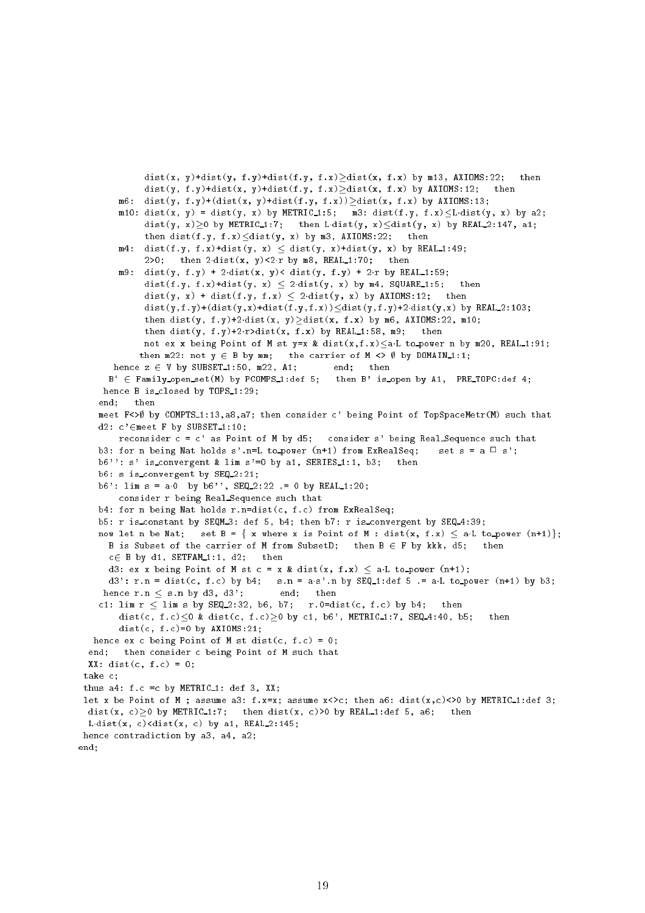```
            dist(x, y)+dist(y, f.y)+dist(f.y, f.x)≥dist(x, f.x) by m13, AXIOMS:22;   then
            dist(y, f.y)+dist(x, y)+dist(f.y, f.x)≥dist(x, f.x) by AXIOMS:12;   then
        m6:  dist(y, f.y)+(dist(x, y)+dist(f.y, f.x))≥dist(x, f.x) by AXIOMS:13;
        m10: dist(x, y) = dist(y, x) by METRIC_1:5;   m3: dist(f.y, f.x)≤L·dist(y, x) by a2;
            dist(y, x)≥0 by METRIC_1:7;   then L·dist(y, x)≤dist(y, x) by REAL_2:147, a1;
            then dist(f.y, f.x)≤dist(y, x) by m3, AXIOMS:22;   then
        m4:  dist(f.y, f.x)+dist(y, x) ≤ dist(y, x)+dist(y, x) by REAL_1:49;
            2>0;   then 2·dist(x, y)<2·r by m8, REAL_1:70;   then
        m9:  dist(y, f.y) + 2·dist(x, y)< dist(y, f.y) + 2·r by REAL_1:59;
            dist(f.y, f.x)+dist(y, x) ≤ 2·dist(y, x) by m4, SQUARE_1:5;   then
            dist(y, x) + dist(f.y, f.x) ≤ 2·dist(y, x) by AXIOMS:12;   then
            dist(y,f.y)+(dist(y,x)+dist(f.y,f.x))≤dist(y,f.y)+2·dist(y,x) by REAL_2:103;
            then dist(y, f.y)+2·dist(x, y)≥dist(x, f.x) by m6, AXIOMS:22, m10;
            then dist(y, f.y)+2·r>dist(x, f.x) by REAL_1:58, m9;   then
            not ex x being Point of M st y=x & dist(x,f.x)≤a·L to_power n by m20, REAL_1:91;
           then m22: not y ∈ B by mm;   the carrier of M <> ∅ by DOMAIN_1:1;
       hence z ∈ V by SUBSET_1:50, m22, A1;       end;   then
      B` ∈ Family_open_set(M) by PCOMPS_1:def 5;   then B' is_open by A1,  PRE_TOPC:def 4;
     hence B is_closed by TOPS_1:29;
    end;   then
    meet F<>∅ by COMPTS_1:13,a8,a7; then consider c' being Point of TopSpaceMetr(M) such that
    d2: c'∈meet F by SUBSET_1:10;
        reconsider c = c' as Point of M by d5;   consider s' being Real_Sequence such that
    b3: for n being Nat holds s'.n=L to_power (n+1) from ExRealSeq;    set s = a □ s';
    b6'': s' is_convergent & lim s'=0 by a1, SERIES_1:1, b3;   then
    b6: s is_convergent by SEQ_2:21;
    b6': lim s = a·0  by b6'', SEQ_2:22 .= 0 by REAL_1:20;
        consider r being Real_Sequence such that
    b4: for n being Nat holds r.n=dist(c, f.c) from ExRealSeq;
    b5: r is_constant by SEQM_3: def 5, b4; then b7: r is_convergent by SEQ_4:39;
    now let n be Nat;   set B = { x where x is Point of M : dist(x, f.x) ≤ a·L to_power (n+1)};
      B is Subset of the carrier of M from SubsetD;   then B ∈ F by kkk, d5;   then
      c∈ B by d1, SETFAM_1:1, d2;   then
      d3: ex x being Point of M st c = x & dist(x, f.x) ≤ a·L to_power (n+1);
      d3': r.n = dist(c, f.c) by b4;   s.n = a·s'.n by SEQ_1:def 5 .= a·L to_power (n+1) by b3;
     hence r.n ≤ s.n by d3, d3';       end;   then
    c1: lim r ≤ lim s by SEQ_2:32, b6, b7;   r.0=dist(c, f.c) by b4;   then
        dist(c, f.c)≤0 & dist(c, f.c)≥0 by c1, b6', METRIC_1:7, SEQ_4:40, b5;   then
        dist(c, f.c)=0 by AXIOMS:21;
   hence ex c being Point of M st dist(c, f.c) = 0;
  end;   then consider c being Point of M such that
  XX: dist(c, f.c) = 0;
 take c;
 thus a4: f.c =c by METRIC_1: def 3, XX;
 let x be Point of M ; assume a3: f.x=x; assume x<>c; then a6: dist(x,c)<>0 by METRIC_1:def 3;
  dist(x, c)≥0 by METRIC_1:7;   then dist(x, c)>0 by REAL_1:def 5, a6;   then
  L·dist(x, c)<dist(x, c) by a1, REAL_2:145;
 hence contradiction by a3, a4, a2;
end;
```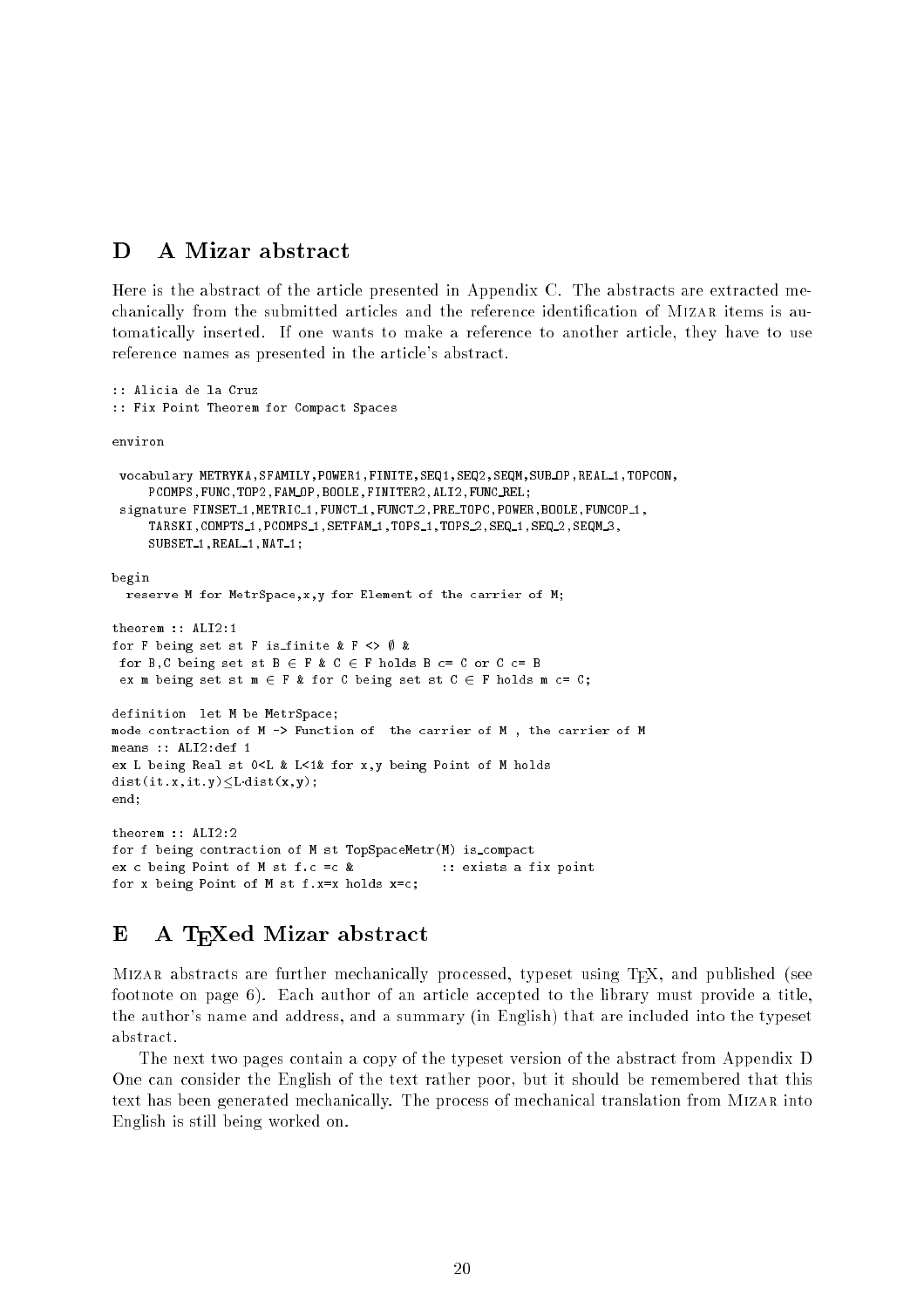## D A Mizar abstract

Here is the abstract of the article presented in Appendix C. The abstracts are extracted mechanically from the submitted articles and the reference identification of MIZAR items is automatically inserted. If one wants to make a reference to another article, they have to use reference names as presented in the article's abstract.

```
:: Alicia de la Cruz
:: Fix Point Theorem for Compact Spaces

environ

 vocabulary METRYKA,SFAMILY,POWER1,FINITE,SEQ1,SEQ2,SEQM,SUB_OP,REAL_1,TOPCON,
      PCOMPS,FUNC,TOP2,FAM_OP,BOOLE,FINITER2,ALI2,FUNC_REL;
 signature FINSET_1,METRIC_1,FUNCT_1,FUNCT_2,PRE_TOPC,POWER,BOOLE,FUNCOP_1,
      TARSKI,COMPTS_1,PCOMPS_1,SETFAM_1,TOPS_1,TOPS_2,SEQ_1,SEQ_2,SEQM_3,
      SUBSET_1,REAL_1,NAT_1;

begin
  reserve M for MetrSpace,x,y for Element of the carrier of M;

theorem :: ALI2:1
for F being set st F is_finite & F <> ∅ &
 for B,C being set st B ∈ F & C ∈ F holds B c= C or C c= B
 ex m being set st m ∈ F & for C being set st C ∈ F holds m c= C;

definition  let M be MetrSpace;
mode contraction of M -> Function of  the carrier of M , the carrier of M
means :: ALI2:def 1
ex L being Real st 0<L & L<1& for x,y being Point of M holds
dist(it.x,it.y)≤L·dist(x,y);
end;

theorem :: ALI2:2
for f being contraction of M st TopSpaceMetr(M) is_compact
ex c being Point of M st f.c =c &            :: exists a fix point
for x being Point of M st f.x=x holds x=c;
```

## E A TEXed Mizar abstract

MIZAR abstracts are further mechanically processed, typeset using TEX, and published (see footnote on page 6). Each author of an article accepted to the library must provide a title, the author's name and address, and a summary (in English) that are included into the typeset abstract.

The next two pages contain a copy of the typeset version of the abstract from Appendix D One can consider the English of the text rather poor, but it should be remembered that this text has been generated mechanically. The process of mechanical translation from MIZAR into English is still being worked on.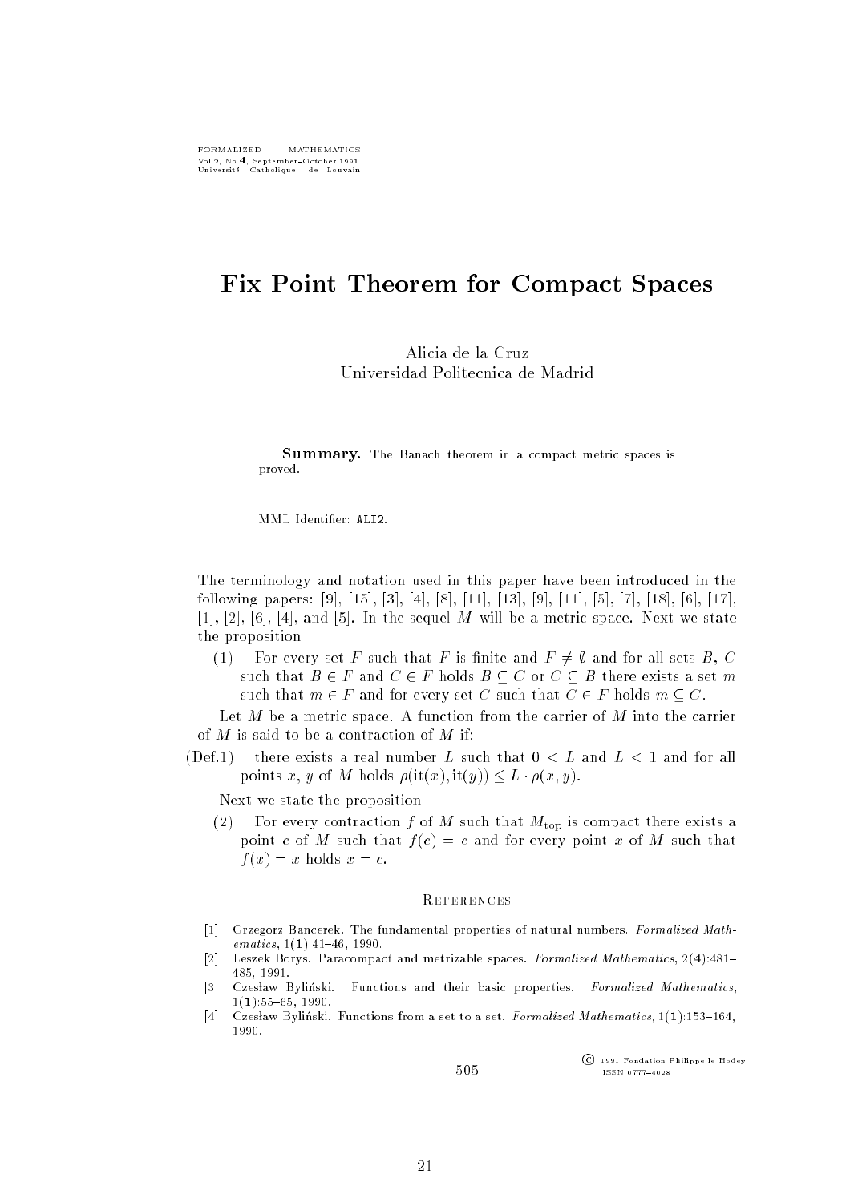# Fix Point Theorem for Compact Spaces

Alicia de la Cruz
Universidad Politecnica de Madrid

**Summary.** The Banach theorem in a compact metric spaces is proved.

MML Identifier: ALI2.

The terminology and notation used in this paper have been introduced in the following papers: [9], [15], [3], [4], [8], [11], [13], [9], [11], [5], [7], [18], [6], [17], [1], [2], [6], [4], and [5]. In the sequel $M$ will be a metric space. Next we state the proposition

(1) For every set $F$ such that $F$ is finite and $F \neq \emptyset$ and for all sets $B$, $C$ such that $B \in F$ and $C \in F$ holds $B \subseteq C$ or $C \subseteq B$ there exists a set $m$ such that $m \in F$ and for every set $C$ such that $C \in F$ holds $m \subseteq C$.

Let $M$ be a metric space. A function from the carrier of $M$ into the carrier of $M$ is said to be a contraction of $M$ if:

(Def.1) there exists a real number $L$ such that $0 < L$ and $L < 1$ and for all points $x$, $y$ of $M$ holds $\rho(\mathrm{it}(x), \mathrm{it}(y)) \leq L \cdot \rho(x, y)$.

Next we state the proposition

(2) For every contraction $f$ of $M$ such that $M_{\mathrm{top}}$ is compact there exists a point $c$ of $M$ such that $f(c) = c$ and for every point $x$ of $M$ such that $f(x) = x$ holds $x = c$.

## References

[1] Grzegorz Bancerek. The fundamental properties of natural numbers. *Formalized Mathematics*, 1(**1**):41–46, 1990.

[2] Leszek Borys. Paracompact and metrizable spaces. *Formalized Mathematics*, 2(**4**):481–485, 1991.

[3] Czesław Byliński. Functions and their basic properties. *Formalized Mathematics*, 1(**1**):55–65, 1990.

[4] Czesław Byliński. Functions from a set to a set. *Formalized Mathematics*, 1(**1**):153–164, 1990.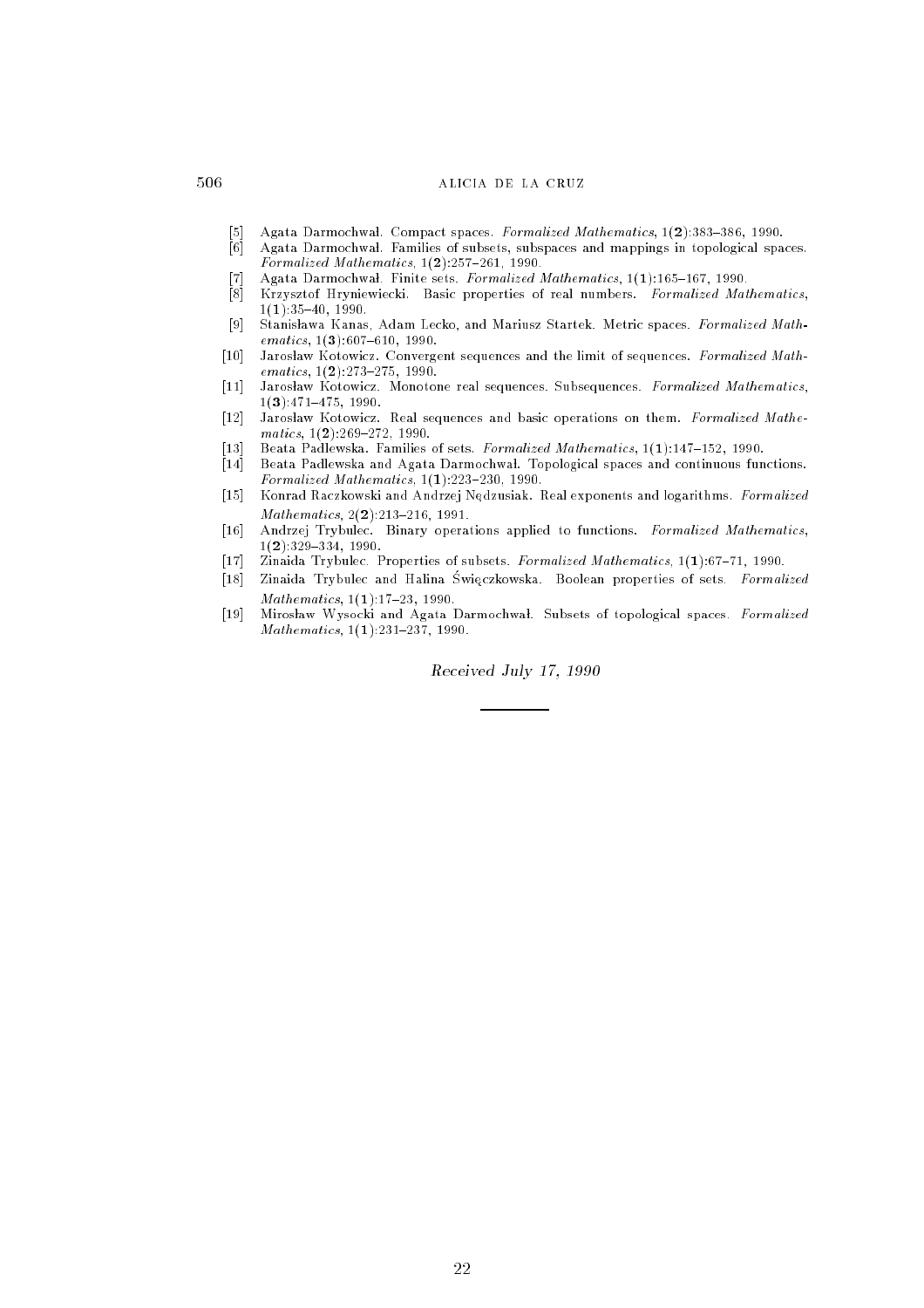[5] Agata Darmochwał. Compact spaces. *Formalized Mathematics*, 1(**2**):383–386, 1990.

[6] Agata Darmochwał. Families of subsets, subspaces and mappings in topological spaces. *Formalized Mathematics*, 1(**2**):257–261, 1990.

[7] Agata Darmochwał. Finite sets. *Formalized Mathematics*, 1(**1**):165–167, 1990.

[8] Krzysztof Hryniewiecki. Basic properties of real numbers. *Formalized Mathematics*, 1(**1**):35–40, 1990.

[9] Stanisława Kanas, Adam Lecko, and Mariusz Startek. Metric spaces. *Formalized Mathematics*, 1(**3**):607–610, 1990.

[10] Jarosław Kotowicz. Convergent sequences and the limit of sequences. *Formalized Mathematics*, 1(**2**):273–275, 1990.

[11] Jarosław Kotowicz. Monotone real sequences. Subsequences. *Formalized Mathematics*, 1(**3**):471–475, 1990.

[12] Jarosław Kotowicz. Real sequences and basic operations on them. *Formalized Mathematics*, 1(**2**):269–272, 1990.

[13] Beata Padlewska. Families of sets. *Formalized Mathematics*, 1(**1**):147–152, 1990.

[14] Beata Padlewska and Agata Darmochwał. Topological spaces and continuous functions. *Formalized Mathematics*, 1(**1**):223–230, 1990.

[15] Konrad Raczkowski and Andrzej Nędzusiak. Real exponents and logarithms. *Formalized Mathematics*, 2(**2**):213–216, 1991.

[16] Andrzej Trybulec. Binary operations applied to functions. *Formalized Mathematics*, 1(**2**):329–334, 1990.

[17] Zinaida Trybulec. Properties of subsets. *Formalized Mathematics*, 1(**1**):67–71, 1990.

[18] Zinaida Trybulec and Halina Święczkowska. Boolean properties of sets. *Formalized Mathematics*, 1(**1**):17–23, 1990.

[19] Mirosław Wysocki and Agata Darmochwał. Subsets of topological spaces. *Formalized Mathematics*, 1(**1**):231–237, 1990.

*Received July 17, 1990*